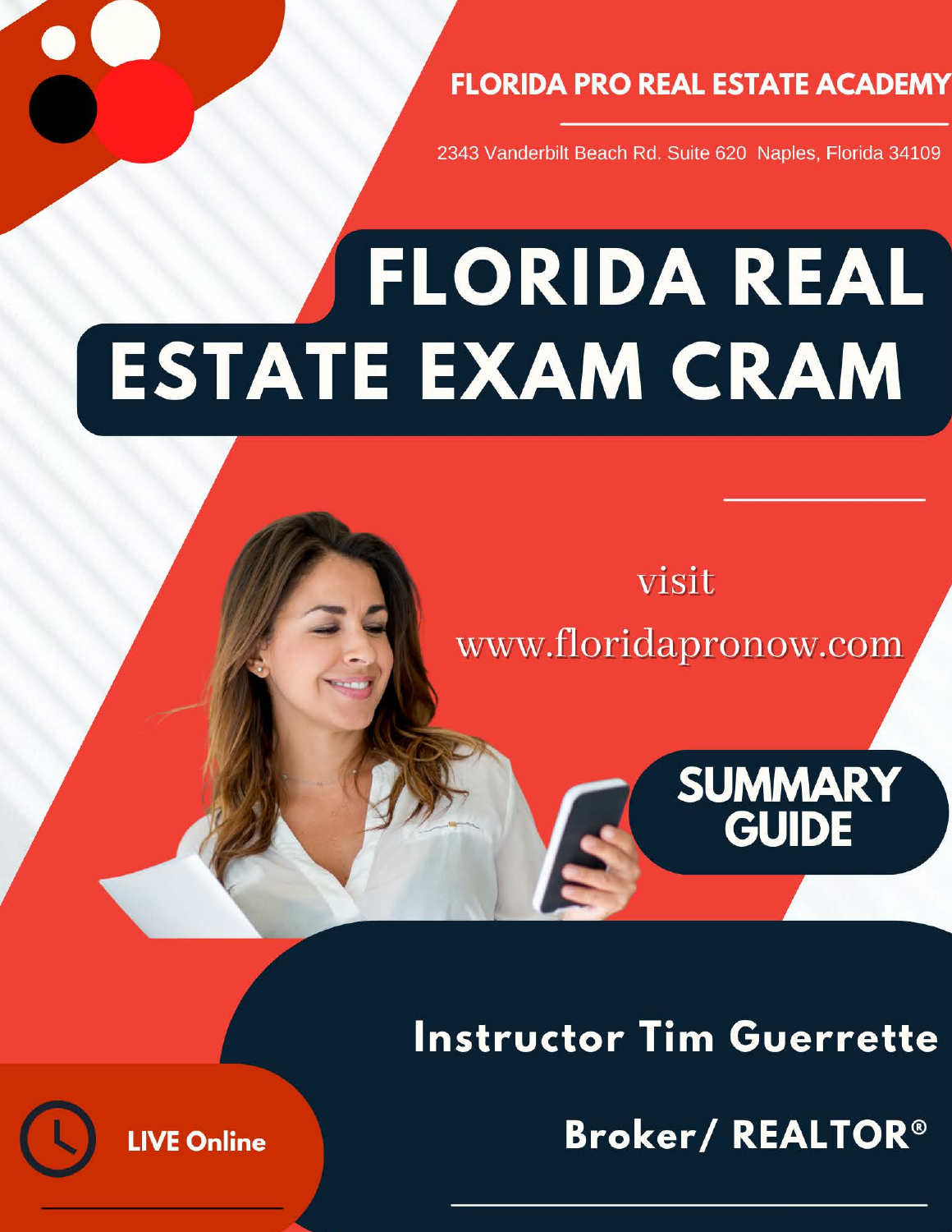**FLORIDA PRO REAL ESTATE ACADEMY**

2343 Vanderbilt Beach Rd. Suite 620 Naples, Florida 34109

# FLORIDA REAL ESTATE EXAM CRAM

visit

www.floridapronow.com

## SUMMARY GUIDE

**Instructor Tim Guerrette**

**Broker/ REALTOR®**

**LIVE Online**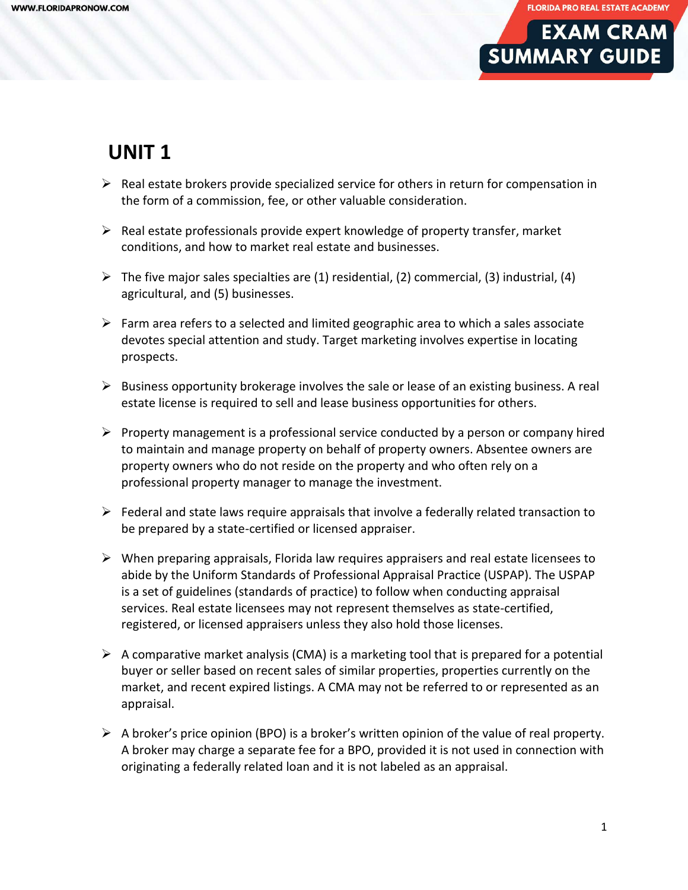# UNIT 1

- Real estate brokers provide specialized service for others in return for compensation in the form of a commission, fee, or other valuable consideration.
- Real estate professionals provide expert knowledge of property transfer, market conditions, and how to market real estate and businesses.
- The five major sales specialties are (1) residential, (2) commercial, (3) industrial, (4) agricultural, and (5) businesses.
- Farm area refers to a selected and limited geographic area to which a sales associate devotes special attention and study. Target marketing involves expertise in locating prospects.
- Business opportunity brokerage involves the sale or lease of an existing business. A real estate license is required to sell and lease business opportunities for others.
- Property management is a professional service conducted by a person or company hired to maintain and manage property on behalf of property owners. Absentee owners are property owners who do not reside on the property and who often rely on a professional property manager to manage the investment.
- Federal and state laws require appraisals that involve a federally related transaction to be prepared by a state-certified or licensed appraiser.
- When preparing appraisals, Florida law requires appraisers and real estate licensees to abide by the Uniform Standards of Professional Appraisal Practice (USPAP). The USPAP is a set of guidelines (standards of practice) to follow when conducting appraisal services. Real estate licensees may not represent themselves as state-certified, registered, or licensed appraisers unless they also hold those licenses.
- A comparative market analysis (CMA) is a marketing tool that is prepared for a potential buyer or seller based on recent sales of similar properties, properties currently on the market, and recent expired listings. A CMA may not be referred to or represented as an appraisal.
- A broker's price opinion (BPO) is a broker's written opinion of the value of real property. A broker may charge a separate fee for a BPO, provided it is not used in connection with originating a federally related loan and it is not labeled as an appraisal.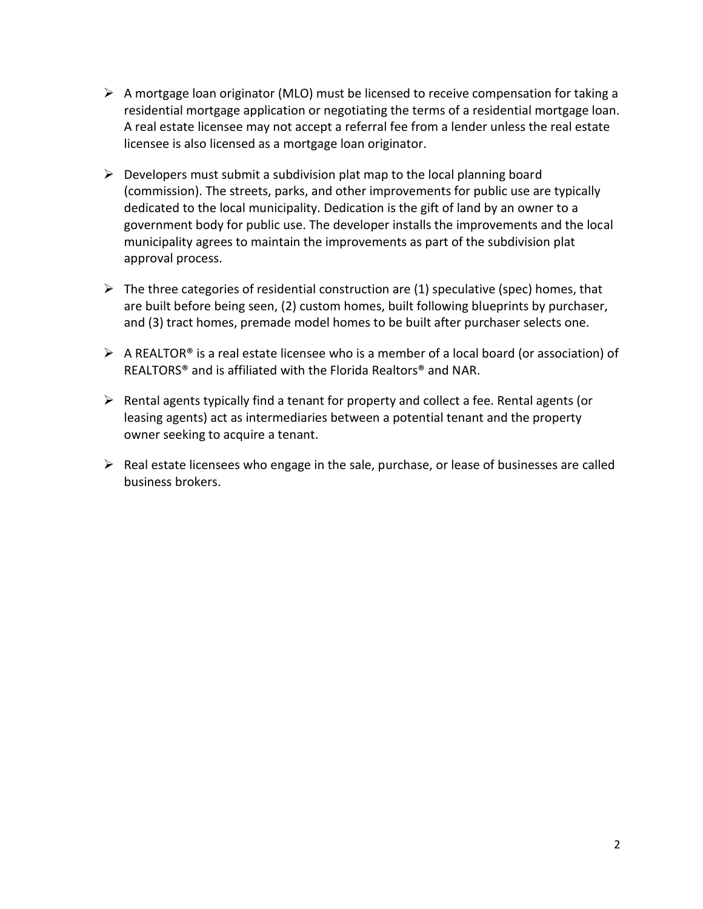- A mortgage loan originator (MLO) must be licensed to receive compensation for taking a residential mortgage application or negotiating the terms of a residential mortgage loan. A real estate licensee may not accept a referral fee from a lender unless the real estate licensee is also licensed as a mortgage loan originator.

- Developers must submit a subdivision plat map to the local planning board (commission). The streets, parks, and other improvements for public use are typically dedicated to the local municipality. Dedication is the gift of land by an owner to a government body for public use. The developer installs the improvements and the local municipality agrees to maintain the improvements as part of the subdivision plat approval process.

- The three categories of residential construction are (1) speculative (spec) homes, that are built before being seen, (2) custom homes, built following blueprints by purchaser, and (3) tract homes, premade model homes to be built after purchaser selects one.

- A REALTOR® is a real estate licensee who is a member of a local board (or association) of REALTORS® and is affiliated with the Florida Realtors® and NAR.

- Rental agents typically find a tenant for property and collect a fee. Rental agents (or leasing agents) act as intermediaries between a potential tenant and the property owner seeking to acquire a tenant.

- Real estate licensees who engage in the sale, purchase, or lease of businesses are called business brokers.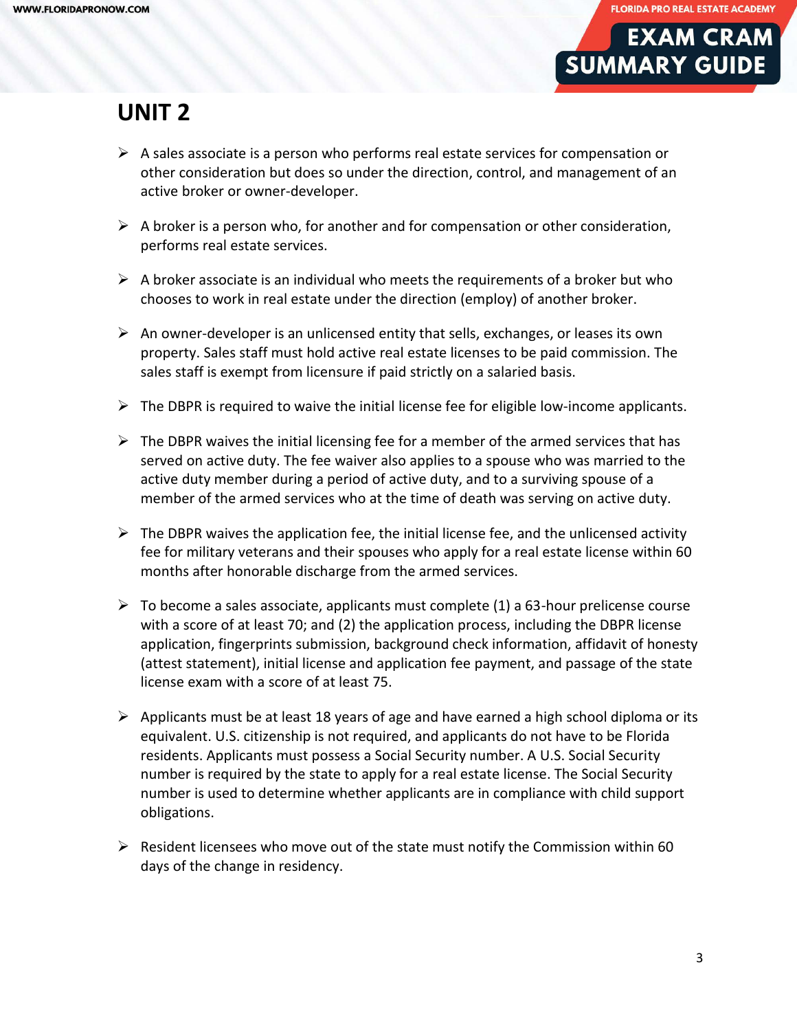# UNIT 2

- A sales associate is a person who performs real estate services for compensation or other consideration but does so under the direction, control, and management of an active broker or owner-developer.

- A broker is a person who, for another and for compensation or other consideration, performs real estate services.

- A broker associate is an individual who meets the requirements of a broker but who chooses to work in real estate under the direction (employ) of another broker.

- An owner-developer is an unlicensed entity that sells, exchanges, or leases its own property. Sales staff must hold active real estate licenses to be paid commission. The sales staff is exempt from licensure if paid strictly on a salaried basis.

- The DBPR is required to waive the initial license fee for eligible low-income applicants.

- The DBPR waives the initial licensing fee for a member of the armed services that has served on active duty. The fee waiver also applies to a spouse who was married to the active duty member during a period of active duty, and to a surviving spouse of a member of the armed services who at the time of death was serving on active duty.

- The DBPR waives the application fee, the initial license fee, and the unlicensed activity fee for military veterans and their spouses who apply for a real estate license within 60 months after honorable discharge from the armed services.

- To become a sales associate, applicants must complete (1) a 63-hour prelicense course with a score of at least 70; and (2) the application process, including the DBPR license application, fingerprints submission, background check information, affidavit of honesty (attest statement), initial license and application fee payment, and passage of the state license exam with a score of at least 75.

- Applicants must be at least 18 years of age and have earned a high school diploma or its equivalent. U.S. citizenship is not required, and applicants do not have to be Florida residents. Applicants must possess a Social Security number. A U.S. Social Security number is required by the state to apply for a real estate license. The Social Security number is used to determine whether applicants are in compliance with child support obligations.

- Resident licensees who move out of the state must notify the Commission within 60 days of the change in residency.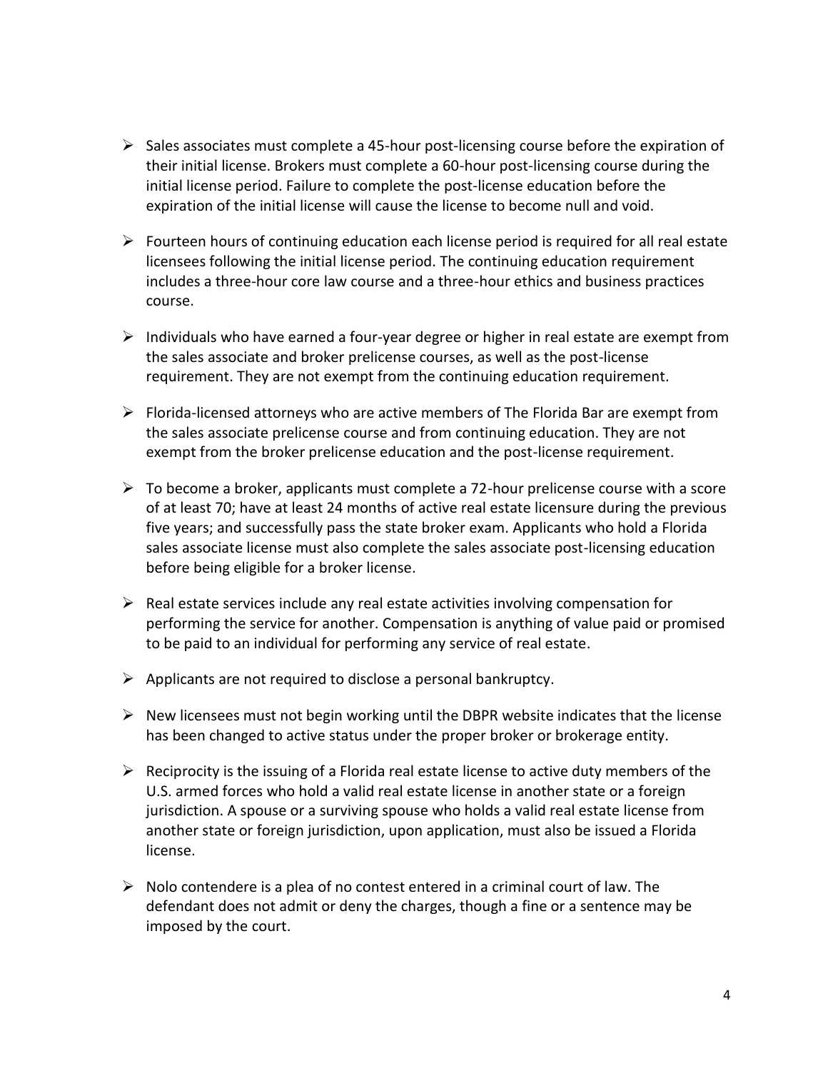- Sales associates must complete a 45-hour post-licensing course before the expiration of their initial license. Brokers must complete a 60-hour post-licensing course during the initial license period. Failure to complete the post-license education before the expiration of the initial license will cause the license to become null and void.

- Fourteen hours of continuing education each license period is required for all real estate licensees following the initial license period. The continuing education requirement includes a three-hour core law course and a three-hour ethics and business practices course.

- Individuals who have earned a four-year degree or higher in real estate are exempt from the sales associate and broker prelicense courses, as well as the post-license requirement. They are not exempt from the continuing education requirement.

- Florida-licensed attorneys who are active members of The Florida Bar are exempt from the sales associate prelicense course and from continuing education. They are not exempt from the broker prelicense education and the post-license requirement.

- To become a broker, applicants must complete a 72-hour prelicense course with a score of at least 70; have at least 24 months of active real estate licensure during the previous five years; and successfully pass the state broker exam. Applicants who hold a Florida sales associate license must also complete the sales associate post-licensing education before being eligible for a broker license.

- Real estate services include any real estate activities involving compensation for performing the service for another. Compensation is anything of value paid or promised to be paid to an individual for performing any service of real estate.

- Applicants are not required to disclose a personal bankruptcy.

- New licensees must not begin working until the DBPR website indicates that the license has been changed to active status under the proper broker or brokerage entity.

- Reciprocity is the issuing of a Florida real estate license to active duty members of the U.S. armed forces who hold a valid real estate license in another state or a foreign jurisdiction. A spouse or a surviving spouse who holds a valid real estate license from another state or foreign jurisdiction, upon application, must also be issued a Florida license.

- Nolo contendere is a plea of no contest entered in a criminal court of law. The defendant does not admit or deny the charges, though a fine or a sentence may be imposed by the court.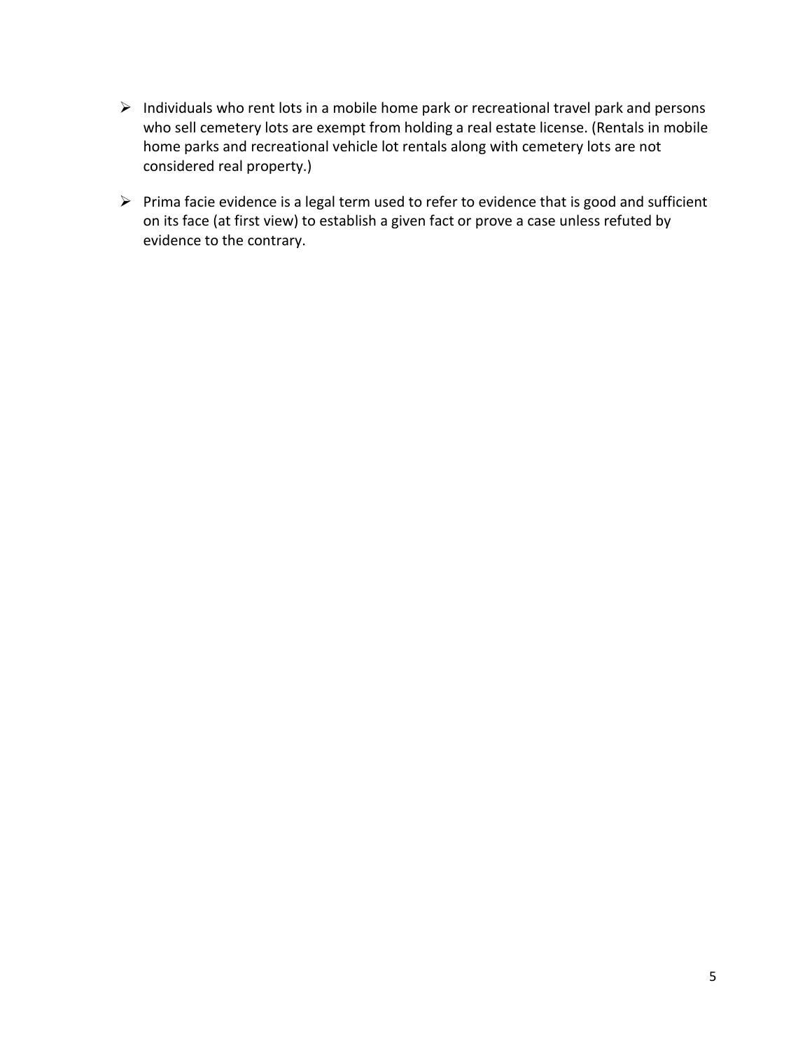- Individuals who rent lots in a mobile home park or recreational travel park and persons who sell cemetery lots are exempt from holding a real estate license. (Rentals in mobile home parks and recreational vehicle lot rentals along with cemetery lots are not considered real property.)

- Prima facie evidence is a legal term used to refer to evidence that is good and sufficient on its face (at first view) to establish a given fact or prove a case unless refuted by evidence to the contrary.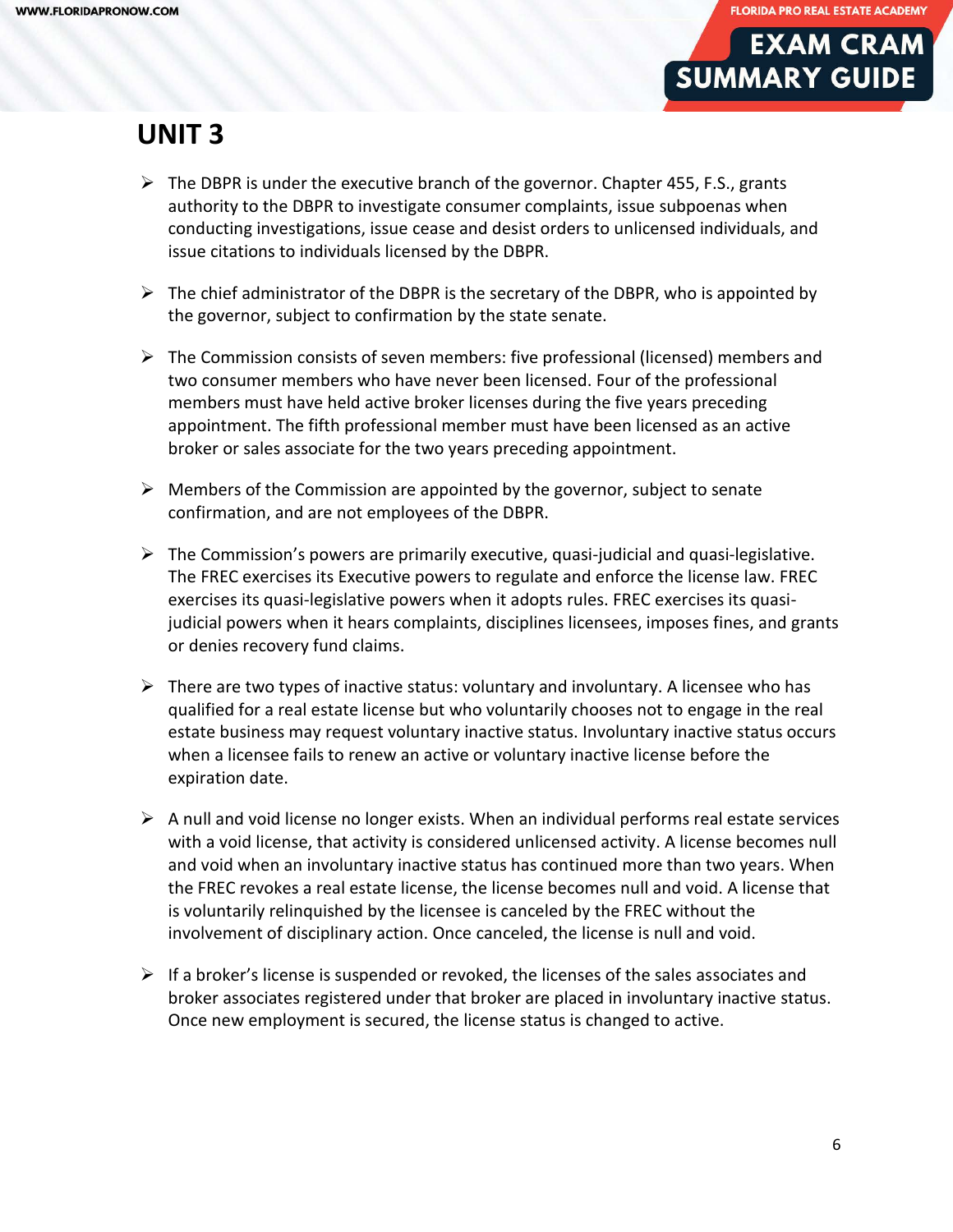# UNIT 3

- The DBPR is under the executive branch of the governor. Chapter 455, F.S., grants authority to the DBPR to investigate consumer complaints, issue subpoenas when conducting investigations, issue cease and desist orders to unlicensed individuals, and issue citations to individuals licensed by the DBPR.

- The chief administrator of the DBPR is the secretary of the DBPR, who is appointed by the governor, subject to confirmation by the state senate.

- The Commission consists of seven members: five professional (licensed) members and two consumer members who have never been licensed. Four of the professional members must have held active broker licenses during the five years preceding appointment. The fifth professional member must have been licensed as an active broker or sales associate for the two years preceding appointment.

- Members of the Commission are appointed by the governor, subject to senate confirmation, and are not employees of the DBPR.

- The Commission's powers are primarily executive, quasi-judicial and quasi-legislative. The FREC exercises its Executive powers to regulate and enforce the license law. FREC exercises its quasi-legislative powers when it adopts rules. FREC exercises its quasi-judicial powers when it hears complaints, disciplines licensees, imposes fines, and grants or denies recovery fund claims.

- There are two types of inactive status: voluntary and involuntary. A licensee who has qualified for a real estate license but who voluntarily chooses not to engage in the real estate business may request voluntary inactive status. Involuntary inactive status occurs when a licensee fails to renew an active or voluntary inactive license before the expiration date.

- A null and void license no longer exists. When an individual performs real estate services with a void license, that activity is considered unlicensed activity. A license becomes null and void when an involuntary inactive status has continued more than two years. When the FREC revokes a real estate license, the license becomes null and void. A license that is voluntarily relinquished by the licensee is canceled by the FREC without the involvement of disciplinary action. Once canceled, the license is null and void.

- If a broker's license is suspended or revoked, the licenses of the sales associates and broker associates registered under that broker are placed in involuntary inactive status. Once new employment is secured, the license status is changed to active.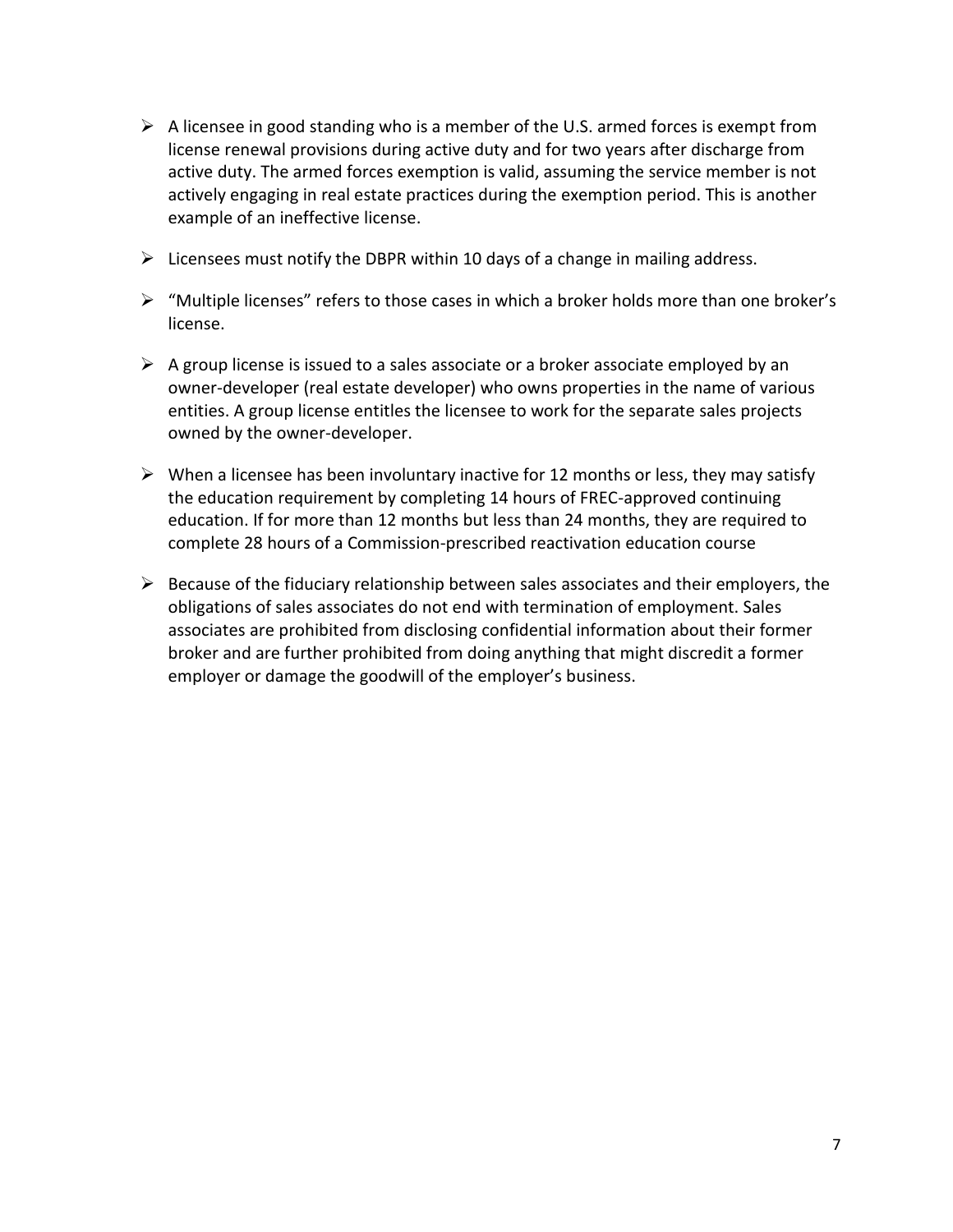- A licensee in good standing who is a member of the U.S. armed forces is exempt from license renewal provisions during active duty and for two years after discharge from active duty. The armed forces exemption is valid, assuming the service member is not actively engaging in real estate practices during the exemption period. This is another example of an ineffective license.

- Licensees must notify the DBPR within 10 days of a change in mailing address.

- "Multiple licenses" refers to those cases in which a broker holds more than one broker's license.

- A group license is issued to a sales associate or a broker associate employed by an owner-developer (real estate developer) who owns properties in the name of various entities. A group license entitles the licensee to work for the separate sales projects owned by the owner-developer.

- When a licensee has been involuntary inactive for 12 months or less, they may satisfy the education requirement by completing 14 hours of FREC-approved continuing education. If for more than 12 months but less than 24 months, they are required to complete 28 hours of a Commission-prescribed reactivation education course

- Because of the fiduciary relationship between sales associates and their employers, the obligations of sales associates do not end with termination of employment. Sales associates are prohibited from disclosing confidential information about their former broker and are further prohibited from doing anything that might discredit a former employer or damage the goodwill of the employer's business.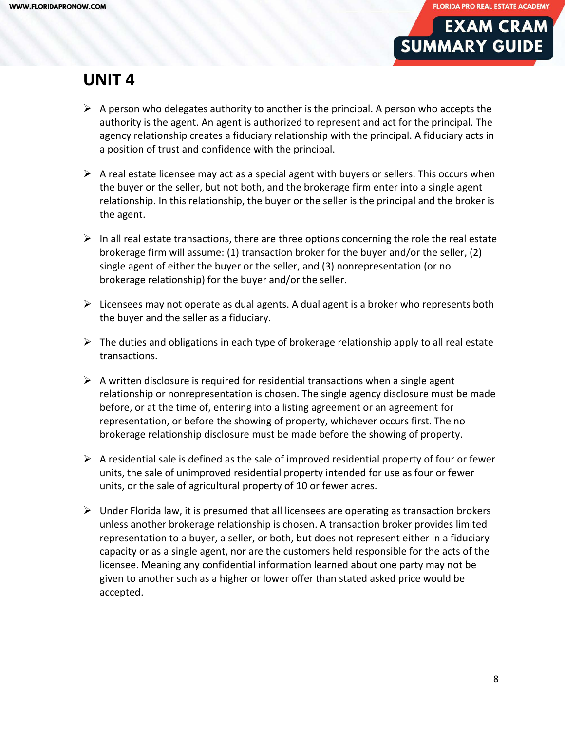# UNIT 4

- A person who delegates authority to another is the principal. A person who accepts the authority is the agent. An agent is authorized to represent and act for the principal. The agency relationship creates a fiduciary relationship with the principal. A fiduciary acts in a position of trust and confidence with the principal.

- A real estate licensee may act as a special agent with buyers or sellers. This occurs when the buyer or the seller, but not both, and the brokerage firm enter into a single agent relationship. In this relationship, the buyer or the seller is the principal and the broker is the agent.

- In all real estate transactions, there are three options concerning the role the real estate brokerage firm will assume: (1) transaction broker for the buyer and/or the seller, (2) single agent of either the buyer or the seller, and (3) nonrepresentation (or no brokerage relationship) for the buyer and/or the seller.

- Licensees may not operate as dual agents. A dual agent is a broker who represents both the buyer and the seller as a fiduciary.

- The duties and obligations in each type of brokerage relationship apply to all real estate transactions.

- A written disclosure is required for residential transactions when a single agent relationship or nonrepresentation is chosen. The single agency disclosure must be made before, or at the time of, entering into a listing agreement or an agreement for representation, or before the showing of property, whichever occurs first. The no brokerage relationship disclosure must be made before the showing of property.

- A residential sale is defined as the sale of improved residential property of four or fewer units, the sale of unimproved residential property intended for use as four or fewer units, or the sale of agricultural property of 10 or fewer acres.

- Under Florida law, it is presumed that all licensees are operating as transaction brokers unless another brokerage relationship is chosen. A transaction broker provides limited representation to a buyer, a seller, or both, but does not represent either in a fiduciary capacity or as a single agent, nor are the customers held responsible for the acts of the licensee. Meaning any confidential information learned about one party may not be given to another such as a higher or lower offer than stated asked price would be accepted.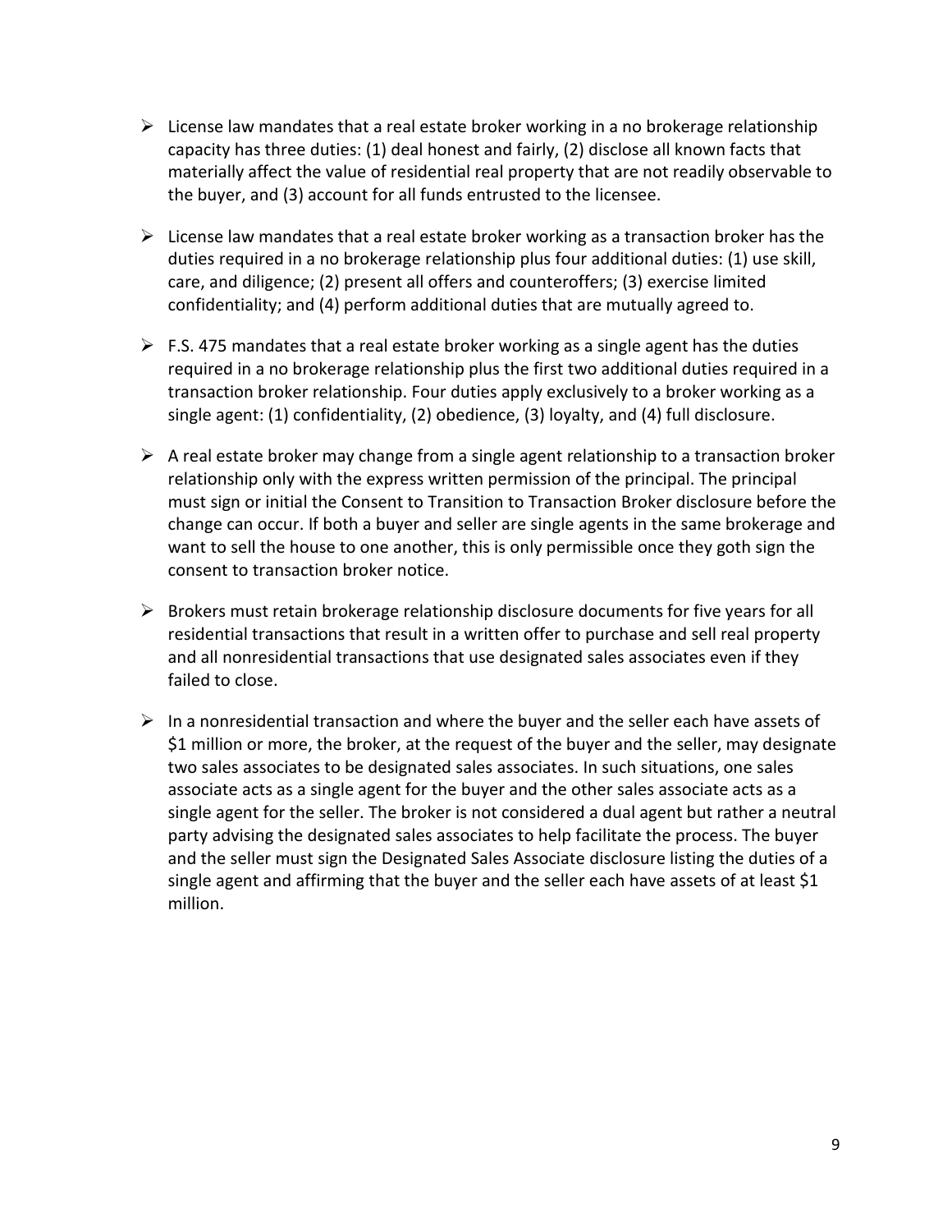- License law mandates that a real estate broker working in a no brokerage relationship capacity has three duties: (1) deal honest and fairly, (2) disclose all known facts that materially affect the value of residential real property that are not readily observable to the buyer, and (3) account for all funds entrusted to the licensee.

- License law mandates that a real estate broker working as a transaction broker has the duties required in a no brokerage relationship plus four additional duties: (1) use skill, care, and diligence; (2) present all offers and counteroffers; (3) exercise limited confidentiality; and (4) perform additional duties that are mutually agreed to.

- F.S. 475 mandates that a real estate broker working as a single agent has the duties required in a no brokerage relationship plus the first two additional duties required in a transaction broker relationship. Four duties apply exclusively to a broker working as a single agent: (1) confidentiality, (2) obedience, (3) loyalty, and (4) full disclosure.

- A real estate broker may change from a single agent relationship to a transaction broker relationship only with the express written permission of the principal. The principal must sign or initial the Consent to Transition to Transaction Broker disclosure before the change can occur. If both a buyer and seller are single agents in the same brokerage and want to sell the house to one another, this is only permissible once they goth sign the consent to transaction broker notice.

- Brokers must retain brokerage relationship disclosure documents for five years for all residential transactions that result in a written offer to purchase and sell real property and all nonresidential transactions that use designated sales associates even if they failed to close.

- In a nonresidential transaction and where the buyer and the seller each have assets of $1 million or more, the broker, at the request of the buyer and the seller, may designate two sales associates to be designated sales associates. In such situations, one sales associate acts as a single agent for the buyer and the other sales associate acts as a single agent for the seller. The broker is not considered a dual agent but rather a neutral party advising the designated sales associates to help facilitate the process. The buyer and the seller must sign the Designated Sales Associate disclosure listing the duties of a single agent and affirming that the buyer and the seller each have assets of at least $1 million.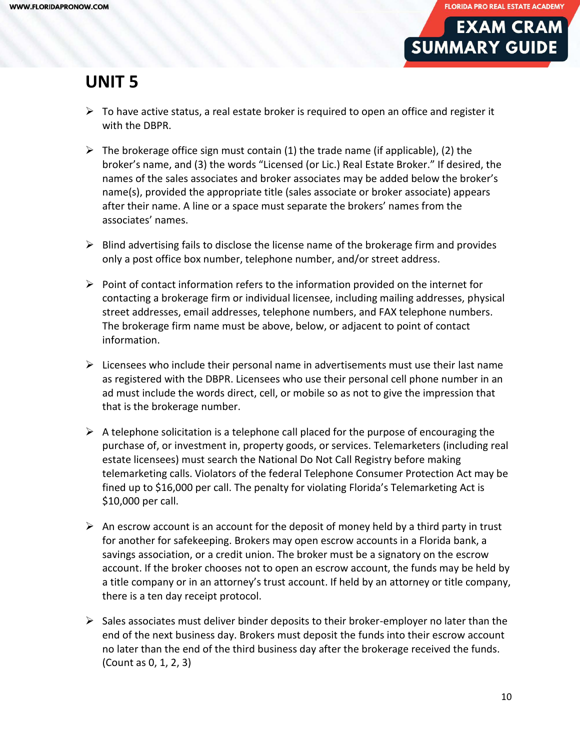# UNIT 5

- To have active status, a real estate broker is required to open an office and register it with the DBPR.
- The brokerage office sign must contain (1) the trade name (if applicable), (2) the broker's name, and (3) the words "Licensed (or Lic.) Real Estate Broker." If desired, the names of the sales associates and broker associates may be added below the broker's name(s), provided the appropriate title (sales associate or broker associate) appears after their name. A line or a space must separate the brokers' names from the associates' names.
- Blind advertising fails to disclose the license name of the brokerage firm and provides only a post office box number, telephone number, and/or street address.
- Point of contact information refers to the information provided on the internet for contacting a brokerage firm or individual licensee, including mailing addresses, physical street addresses, email addresses, telephone numbers, and FAX telephone numbers. The brokerage firm name must be above, below, or adjacent to point of contact information.
- Licensees who include their personal name in advertisements must use their last name as registered with the DBPR. Licensees who use their personal cell phone number in an ad must include the words direct, cell, or mobile so as not to give the impression that that is the brokerage number.
- A telephone solicitation is a telephone call placed for the purpose of encouraging the purchase of, or investment in, property goods, or services. Telemarketers (including real estate licensees) must search the National Do Not Call Registry before making telemarketing calls. Violators of the federal Telephone Consumer Protection Act may be fined up to $16,000 per call. The penalty for violating Florida's Telemarketing Act is $10,000 per call.
- An escrow account is an account for the deposit of money held by a third party in trust for another for safekeeping. Brokers may open escrow accounts in a Florida bank, a savings association, or a credit union. The broker must be a signatory on the escrow account. If the broker chooses not to open an escrow account, the funds may be held by a title company or in an attorney's trust account. If held by an attorney or title company, there is a ten day receipt protocol.
- Sales associates must deliver binder deposits to their broker-employer no later than the end of the next business day. Brokers must deposit the funds into their escrow account no later than the end of the third business day after the brokerage received the funds. (Count as 0, 1, 2, 3)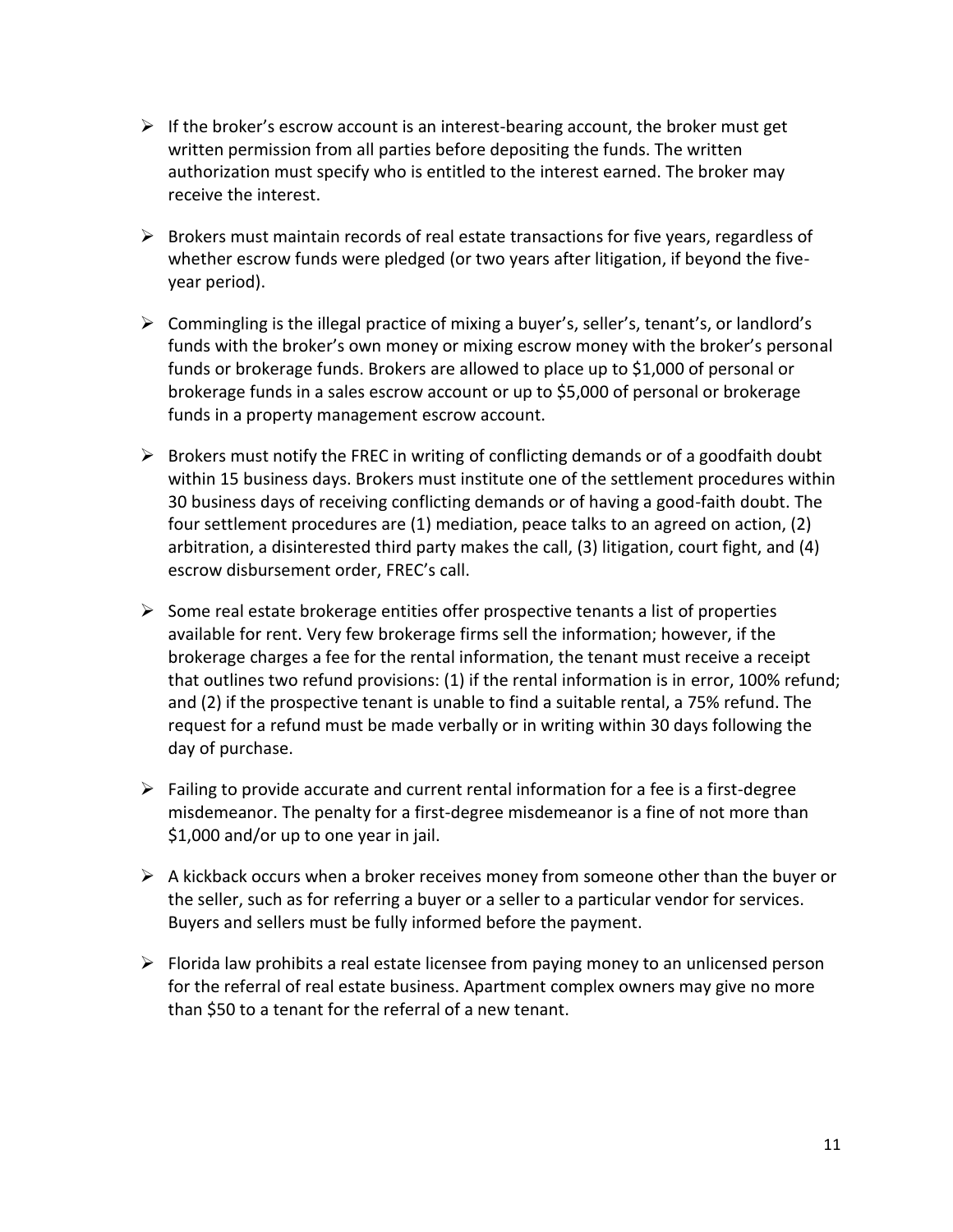- If the broker's escrow account is an interest-bearing account, the broker must get written permission from all parties before depositing the funds. The written authorization must specify who is entitled to the interest earned. The broker may receive the interest.

- Brokers must maintain records of real estate transactions for five years, regardless of whether escrow funds were pledged (or two years after litigation, if beyond the five-year period).

- Commingling is the illegal practice of mixing a buyer's, seller's, tenant's, or landlord's funds with the broker's own money or mixing escrow money with the broker's personal funds or brokerage funds. Brokers are allowed to place up to $1,000 of personal or brokerage funds in a sales escrow account or up to $5,000 of personal or brokerage funds in a property management escrow account.

- Brokers must notify the FREC in writing of conflicting demands or of a goodfaith doubt within 15 business days. Brokers must institute one of the settlement procedures within 30 business days of receiving conflicting demands or of having a good-faith doubt. The four settlement procedures are (1) mediation, peace talks to an agreed on action, (2) arbitration, a disinterested third party makes the call, (3) litigation, court fight, and (4) escrow disbursement order, FREC's call.

- Some real estate brokerage entities offer prospective tenants a list of properties available for rent. Very few brokerage firms sell the information; however, if the brokerage charges a fee for the rental information, the tenant must receive a receipt that outlines two refund provisions: (1) if the rental information is in error, 100% refund; and (2) if the prospective tenant is unable to find a suitable rental, a 75% refund. The request for a refund must be made verbally or in writing within 30 days following the day of purchase.

- Failing to provide accurate and current rental information for a fee is a first-degree misdemeanor. The penalty for a first-degree misdemeanor is a fine of not more than $1,000 and/or up to one year in jail.

- A kickback occurs when a broker receives money from someone other than the buyer or the seller, such as for referring a buyer or a seller to a particular vendor for services. Buyers and sellers must be fully informed before the payment.

- Florida law prohibits a real estate licensee from paying money to an unlicensed person for the referral of real estate business. Apartment complex owners may give no more than $50 to a tenant for the referral of a new tenant.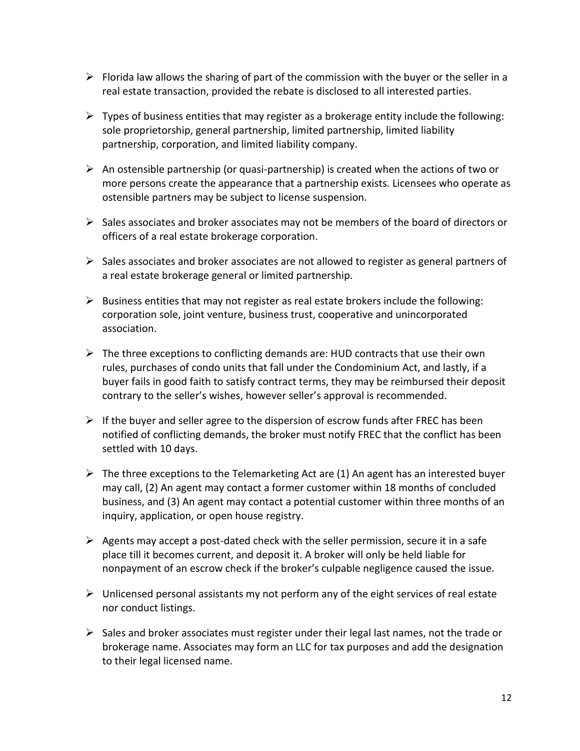- Florida law allows the sharing of part of the commission with the buyer or the seller in a real estate transaction, provided the rebate is disclosed to all interested parties.

- Types of business entities that may register as a brokerage entity include the following: sole proprietorship, general partnership, limited partnership, limited liability partnership, corporation, and limited liability company.

- An ostensible partnership (or quasi-partnership) is created when the actions of two or more persons create the appearance that a partnership exists. Licensees who operate as ostensible partners may be subject to license suspension.

- Sales associates and broker associates may not be members of the board of directors or officers of a real estate brokerage corporation.

- Sales associates and broker associates are not allowed to register as general partners of a real estate brokerage general or limited partnership.

- Business entities that may not register as real estate brokers include the following: corporation sole, joint venture, business trust, cooperative and unincorporated association.

- The three exceptions to conflicting demands are: HUD contracts that use their own rules, purchases of condo units that fall under the Condominium Act, and lastly, if a buyer fails in good faith to satisfy contract terms, they may be reimbursed their deposit contrary to the seller's wishes, however seller's approval is recommended.

- If the buyer and seller agree to the dispersion of escrow funds after FREC has been notified of conflicting demands, the broker must notify FREC that the conflict has been settled with 10 days.

- The three exceptions to the Telemarketing Act are (1) An agent has an interested buyer may call, (2) An agent may contact a former customer within 18 months of concluded business, and (3) An agent may contact a potential customer within three months of an inquiry, application, or open house registry.

- Agents may accept a post-dated check with the seller permission, secure it in a safe place till it becomes current, and deposit it. A broker will only be held liable for nonpayment of an escrow check if the broker's culpable negligence caused the issue.

- Unlicensed personal assistants my not perform any of the eight services of real estate nor conduct listings.

- Sales and broker associates must register under their legal last names, not the trade or brokerage name. Associates may form an LLC for tax purposes and add the designation to their legal licensed name.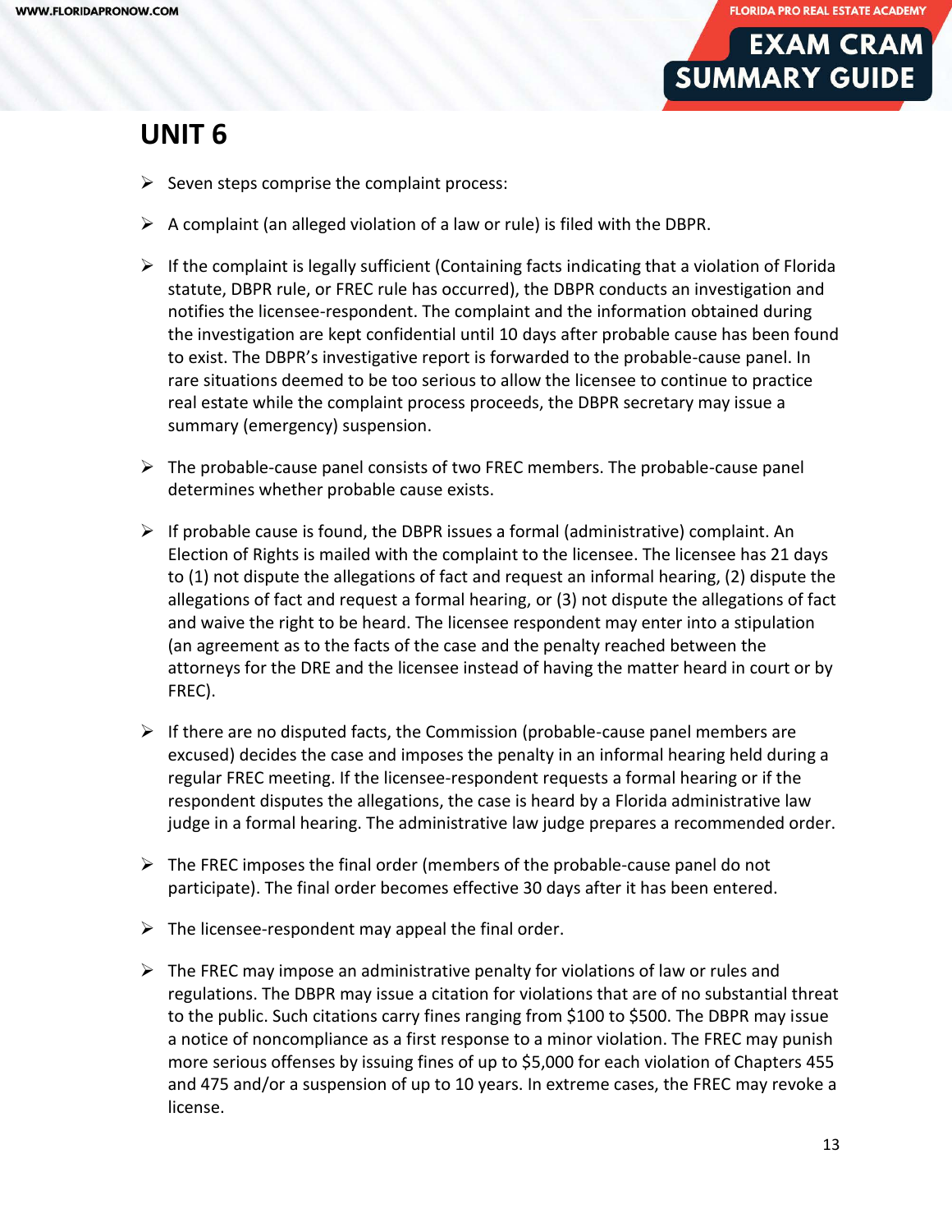# UNIT 6

- Seven steps comprise the complaint process:
- A complaint (an alleged violation of a law or rule) is filed with the DBPR.
- If the complaint is legally sufficient (Containing facts indicating that a violation of Florida statute, DBPR rule, or FREC rule has occurred), the DBPR conducts an investigation and notifies the licensee-respondent. The complaint and the information obtained during the investigation are kept confidential until 10 days after probable cause has been found to exist. The DBPR's investigative report is forwarded to the probable-cause panel. In rare situations deemed to be too serious to allow the licensee to continue to practice real estate while the complaint process proceeds, the DBPR secretary may issue a summary (emergency) suspension.
- The probable-cause panel consists of two FREC members. The probable-cause panel determines whether probable cause exists.
- If probable cause is found, the DBPR issues a formal (administrative) complaint. An Election of Rights is mailed with the complaint to the licensee. The licensee has 21 days to (1) not dispute the allegations of fact and request an informal hearing, (2) dispute the allegations of fact and request a formal hearing, or (3) not dispute the allegations of fact and waive the right to be heard. The licensee respondent may enter into a stipulation (an agreement as to the facts of the case and the penalty reached between the attorneys for the DRE and the licensee instead of having the matter heard in court or by FREC).
- If there are no disputed facts, the Commission (probable-cause panel members are excused) decides the case and imposes the penalty in an informal hearing held during a regular FREC meeting. If the licensee-respondent requests a formal hearing or if the respondent disputes the allegations, the case is heard by a Florida administrative law judge in a formal hearing. The administrative law judge prepares a recommended order.
- The FREC imposes the final order (members of the probable-cause panel do not participate). The final order becomes effective 30 days after it has been entered.
- The licensee-respondent may appeal the final order.
- The FREC may impose an administrative penalty for violations of law or rules and regulations. The DBPR may issue a citation for violations that are of no substantial threat to the public. Such citations carry fines ranging from $100 to $500. The DBPR may issue a notice of noncompliance as a first response to a minor violation. The FREC may punish more serious offenses by issuing fines of up to $5,000 for each violation of Chapters 455 and 475 and/or a suspension of up to 10 years. In extreme cases, the FREC may revoke a license.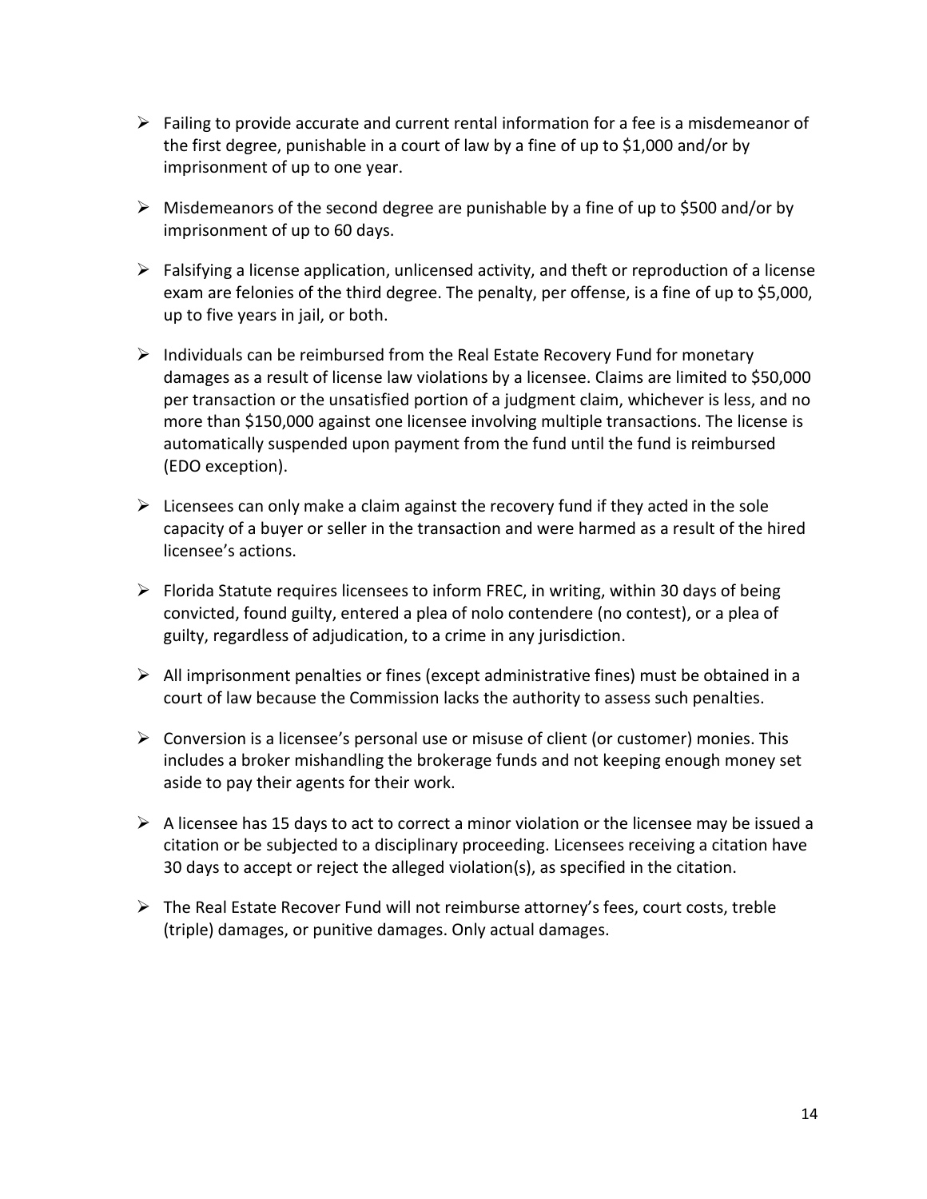- Failing to provide accurate and current rental information for a fee is a misdemeanor of the first degree, punishable in a court of law by a fine of up to $1,000 and/or by imprisonment of up to one year.

- Misdemeanors of the second degree are punishable by a fine of up to $500 and/or by imprisonment of up to 60 days.

- Falsifying a license application, unlicensed activity, and theft or reproduction of a license exam are felonies of the third degree. The penalty, per offense, is a fine of up to $5,000, up to five years in jail, or both.

- Individuals can be reimbursed from the Real Estate Recovery Fund for monetary damages as a result of license law violations by a licensee. Claims are limited to $50,000 per transaction or the unsatisfied portion of a judgment claim, whichever is less, and no more than $150,000 against one licensee involving multiple transactions. The license is automatically suspended upon payment from the fund until the fund is reimbursed (EDO exception).

- Licensees can only make a claim against the recovery fund if they acted in the sole capacity of a buyer or seller in the transaction and were harmed as a result of the hired licensee's actions.

- Florida Statute requires licensees to inform FREC, in writing, within 30 days of being convicted, found guilty, entered a plea of nolo contendere (no contest), or a plea of guilty, regardless of adjudication, to a crime in any jurisdiction.

- All imprisonment penalties or fines (except administrative fines) must be obtained in a court of law because the Commission lacks the authority to assess such penalties.

- Conversion is a licensee's personal use or misuse of client (or customer) monies. This includes a broker mishandling the brokerage funds and not keeping enough money set aside to pay their agents for their work.

- A licensee has 15 days to act to correct a minor violation or the licensee may be issued a citation or be subjected to a disciplinary proceeding. Licensees receiving a citation have 30 days to accept or reject the alleged violation(s), as specified in the citation.

- The Real Estate Recover Fund will not reimburse attorney's fees, court costs, treble (triple) damages, or punitive damages. Only actual damages.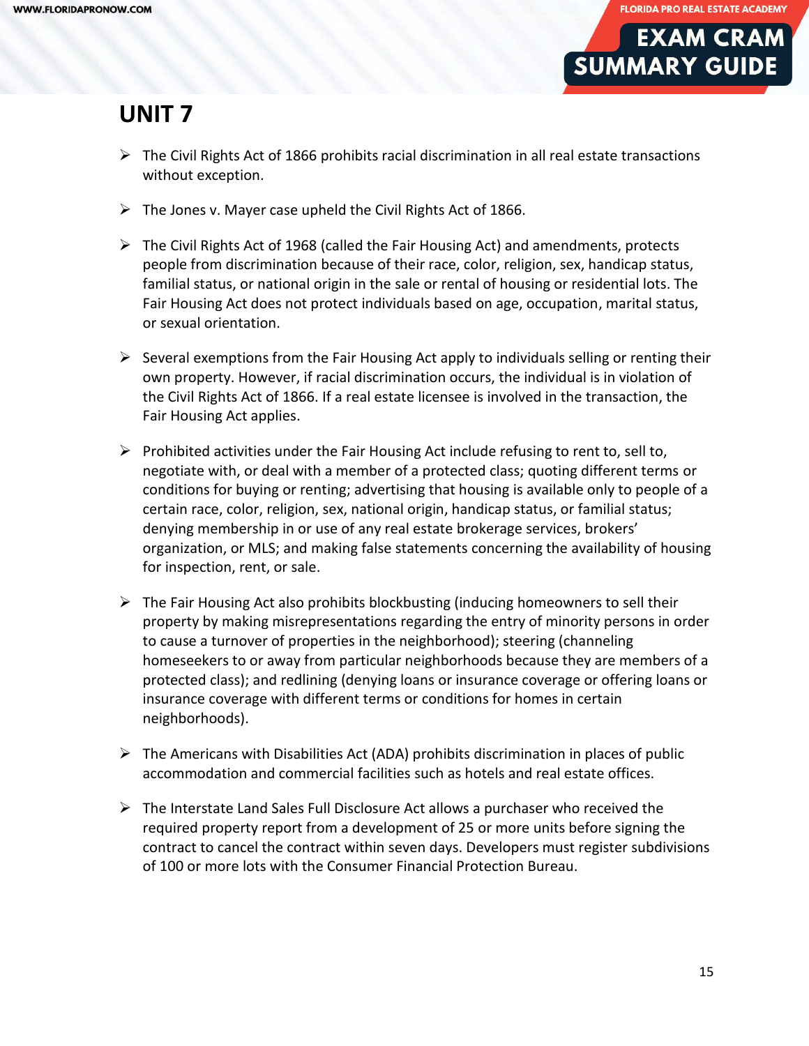# UNIT 7

- The Civil Rights Act of 1866 prohibits racial discrimination in all real estate transactions without exception.

- The Jones v. Mayer case upheld the Civil Rights Act of 1866.

- The Civil Rights Act of 1968 (called the Fair Housing Act) and amendments, protects people from discrimination because of their race, color, religion, sex, handicap status, familial status, or national origin in the sale or rental of housing or residential lots. The Fair Housing Act does not protect individuals based on age, occupation, marital status, or sexual orientation.

- Several exemptions from the Fair Housing Act apply to individuals selling or renting their own property. However, if racial discrimination occurs, the individual is in violation of the Civil Rights Act of 1866. If a real estate licensee is involved in the transaction, the Fair Housing Act applies.

- Prohibited activities under the Fair Housing Act include refusing to rent to, sell to, negotiate with, or deal with a member of a protected class; quoting different terms or conditions for buying or renting; advertising that housing is available only to people of a certain race, color, religion, sex, national origin, handicap status, or familial status; denying membership in or use of any real estate brokerage services, brokers' organization, or MLS; and making false statements concerning the availability of housing for inspection, rent, or sale.

- The Fair Housing Act also prohibits blockbusting (inducing homeowners to sell their property by making misrepresentations regarding the entry of minority persons in order to cause a turnover of properties in the neighborhood); steering (channeling homeseekers to or away from particular neighborhoods because they are members of a protected class); and redlining (denying loans or insurance coverage or offering loans or insurance coverage with different terms or conditions for homes in certain neighborhoods).

- The Americans with Disabilities Act (ADA) prohibits discrimination in places of public accommodation and commercial facilities such as hotels and real estate offices.

- The Interstate Land Sales Full Disclosure Act allows a purchaser who received the required property report from a development of 25 or more units before signing the contract to cancel the contract within seven days. Developers must register subdivisions of 100 or more lots with the Consumer Financial Protection Bureau.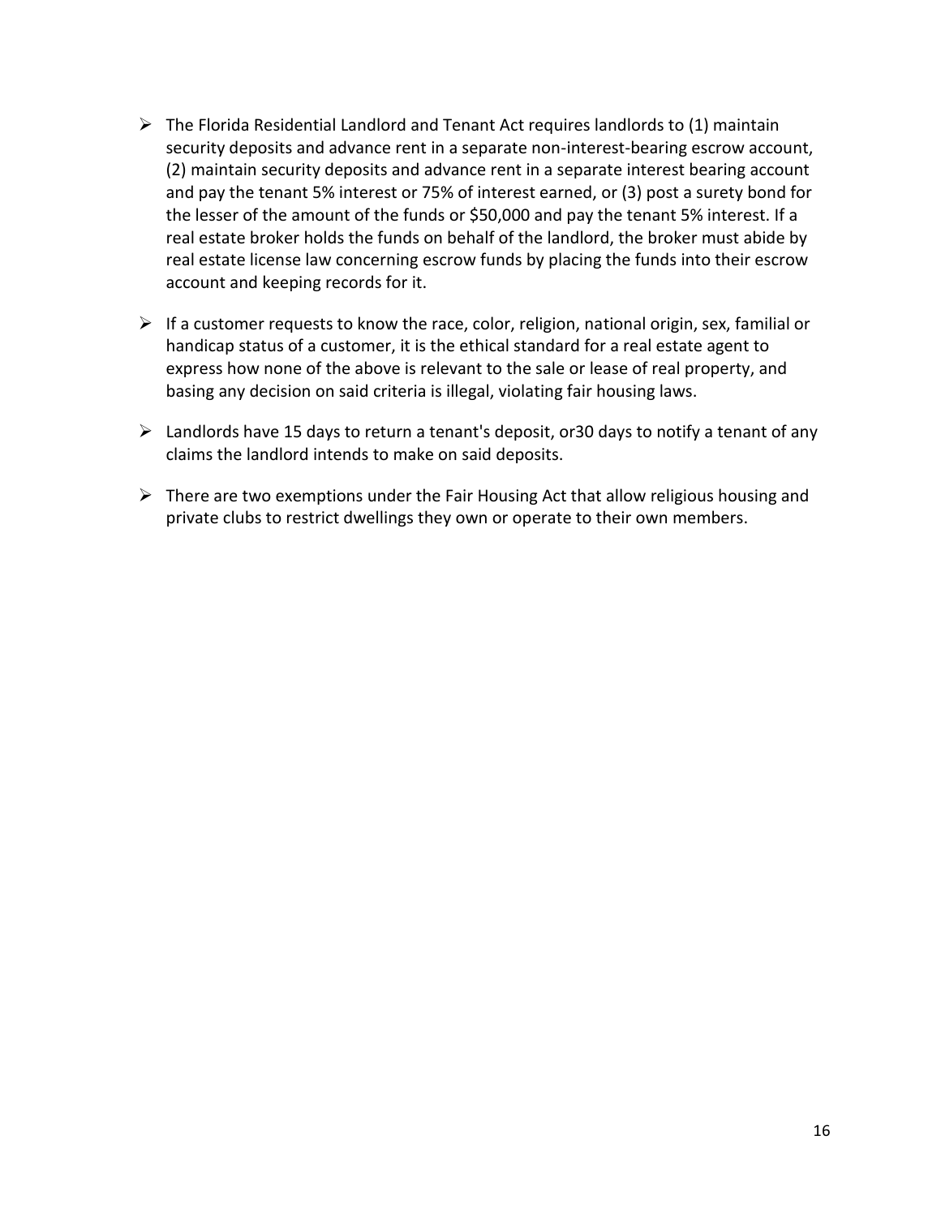- The Florida Residential Landlord and Tenant Act requires landlords to (1) maintain security deposits and advance rent in a separate non-interest-bearing escrow account, (2) maintain security deposits and advance rent in a separate interest bearing account and pay the tenant 5% interest or 75% of interest earned, or (3) post a surety bond for the lesser of the amount of the funds or $50,000 and pay the tenant 5% interest. If a real estate broker holds the funds on behalf of the landlord, the broker must abide by real estate license law concerning escrow funds by placing the funds into their escrow account and keeping records for it.

- If a customer requests to know the race, color, religion, national origin, sex, familial or handicap status of a customer, it is the ethical standard for a real estate agent to express how none of the above is relevant to the sale or lease of real property, and basing any decision on said criteria is illegal, violating fair housing laws.

- Landlords have 15 days to return a tenant's deposit, or30 days to notify a tenant of any claims the landlord intends to make on said deposits.

- There are two exemptions under the Fair Housing Act that allow religious housing and private clubs to restrict dwellings they own or operate to their own members.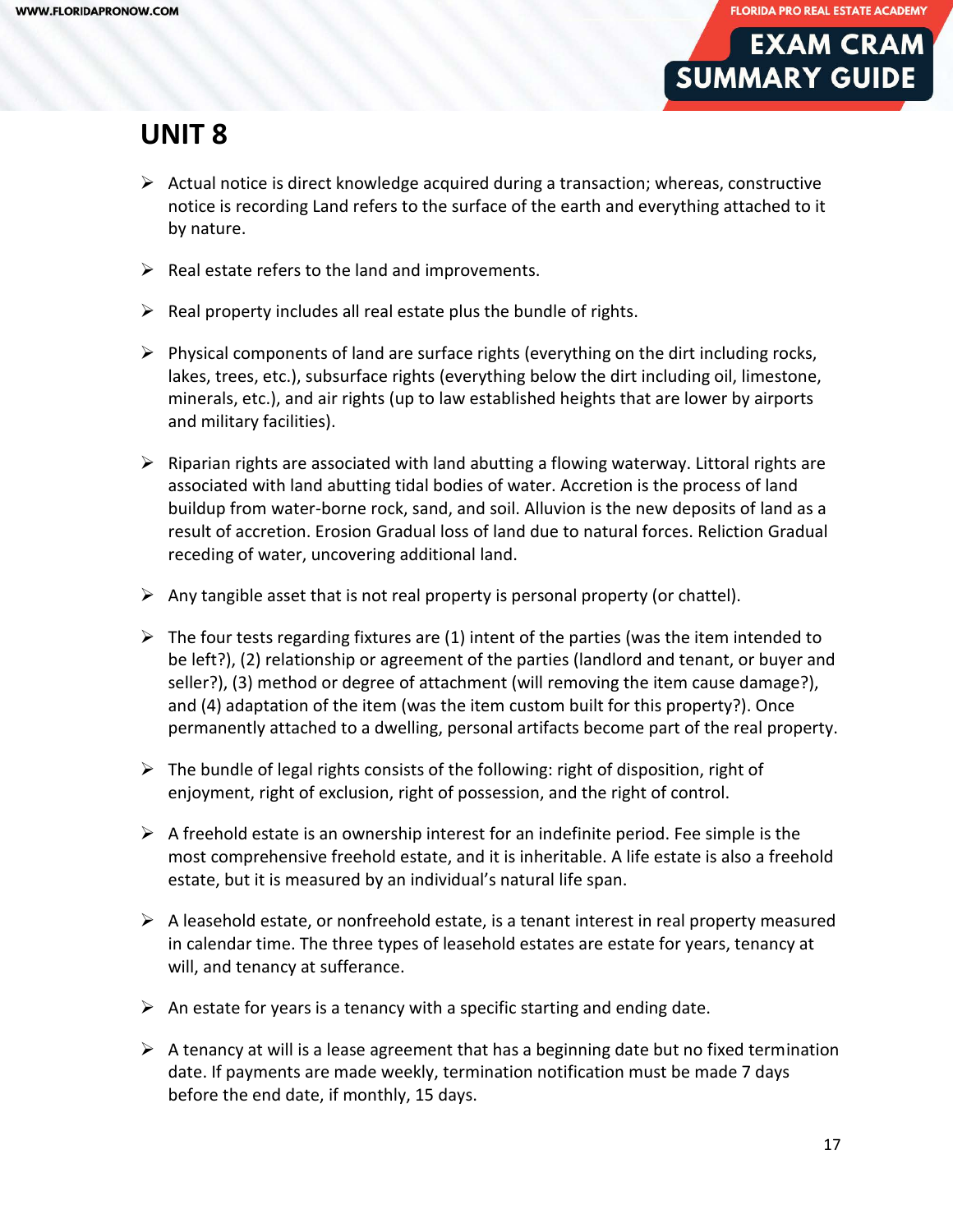# UNIT 8

- Actual notice is direct knowledge acquired during a transaction; whereas, constructive notice is recording Land refers to the surface of the earth and everything attached to it by nature.

- Real estate refers to the land and improvements.

- Real property includes all real estate plus the bundle of rights.

- Physical components of land are surface rights (everything on the dirt including rocks, lakes, trees, etc.), subsurface rights (everything below the dirt including oil, limestone, minerals, etc.), and air rights (up to law established heights that are lower by airports and military facilities).

- Riparian rights are associated with land abutting a flowing waterway. Littoral rights are associated with land abutting tidal bodies of water. Accretion is the process of land buildup from water-borne rock, sand, and soil. Alluvion is the new deposits of land as a result of accretion. Erosion Gradual loss of land due to natural forces. Reliction Gradual receding of water, uncovering additional land.

- Any tangible asset that is not real property is personal property (or chattel).

- The four tests regarding fixtures are (1) intent of the parties (was the item intended to be left?), (2) relationship or agreement of the parties (landlord and tenant, or buyer and seller?), (3) method or degree of attachment (will removing the item cause damage?), and (4) adaptation of the item (was the item custom built for this property?). Once permanently attached to a dwelling, personal artifacts become part of the real property.

- The bundle of legal rights consists of the following: right of disposition, right of enjoyment, right of exclusion, right of possession, and the right of control.

- A freehold estate is an ownership interest for an indefinite period. Fee simple is the most comprehensive freehold estate, and it is inheritable. A life estate is also a freehold estate, but it is measured by an individual's natural life span.

- A leasehold estate, or nonfreehold estate, is a tenant interest in real property measured in calendar time. The three types of leasehold estates are estate for years, tenancy at will, and tenancy at sufferance.

- An estate for years is a tenancy with a specific starting and ending date.

- A tenancy at will is a lease agreement that has a beginning date but no fixed termination date. If payments are made weekly, termination notification must be made 7 days before the end date, if monthly, 15 days.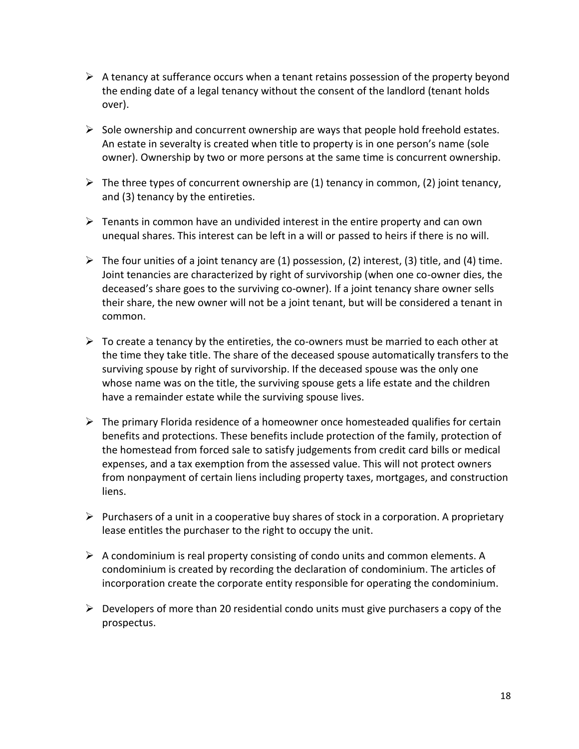- A tenancy at sufferance occurs when a tenant retains possession of the property beyond the ending date of a legal tenancy without the consent of the landlord (tenant holds over).

- Sole ownership and concurrent ownership are ways that people hold freehold estates. An estate in severalty is created when title to property is in one person's name (sole owner). Ownership by two or more persons at the same time is concurrent ownership.

- The three types of concurrent ownership are (1) tenancy in common, (2) joint tenancy, and (3) tenancy by the entireties.

- Tenants in common have an undivided interest in the entire property and can own unequal shares. This interest can be left in a will or passed to heirs if there is no will.

- The four unities of a joint tenancy are (1) possession, (2) interest, (3) title, and (4) time. Joint tenancies are characterized by right of survivorship (when one co-owner dies, the deceased's share goes to the surviving co-owner). If a joint tenancy share owner sells their share, the new owner will not be a joint tenant, but will be considered a tenant in common.

- To create a tenancy by the entireties, the co-owners must be married to each other at the time they take title. The share of the deceased spouse automatically transfers to the surviving spouse by right of survivorship. If the deceased spouse was the only one whose name was on the title, the surviving spouse gets a life estate and the children have a remainder estate while the surviving spouse lives.

- The primary Florida residence of a homeowner once homesteaded qualifies for certain benefits and protections. These benefits include protection of the family, protection of the homestead from forced sale to satisfy judgements from credit card bills or medical expenses, and a tax exemption from the assessed value. This will not protect owners from nonpayment of certain liens including property taxes, mortgages, and construction liens.

- Purchasers of a unit in a cooperative buy shares of stock in a corporation. A proprietary lease entitles the purchaser to the right to occupy the unit.

- A condominium is real property consisting of condo units and common elements. A condominium is created by recording the declaration of condominium. The articles of incorporation create the corporate entity responsible for operating the condominium.

- Developers of more than 20 residential condo units must give purchasers a copy of the prospectus.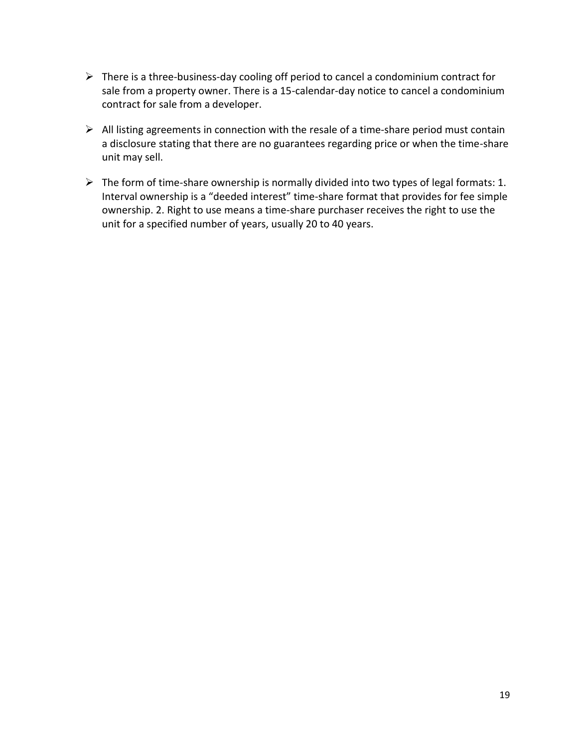- There is a three-business-day cooling off period to cancel a condominium contract for sale from a property owner. There is a 15-calendar-day notice to cancel a condominium contract for sale from a developer.

- All listing agreements in connection with the resale of a time-share period must contain a disclosure stating that there are no guarantees regarding price or when the time-share unit may sell.

- The form of time-share ownership is normally divided into two types of legal formats: 1. Interval ownership is a "deeded interest" time-share format that provides for fee simple ownership. 2. Right to use means a time-share purchaser receives the right to use the unit for a specified number of years, usually 20 to 40 years.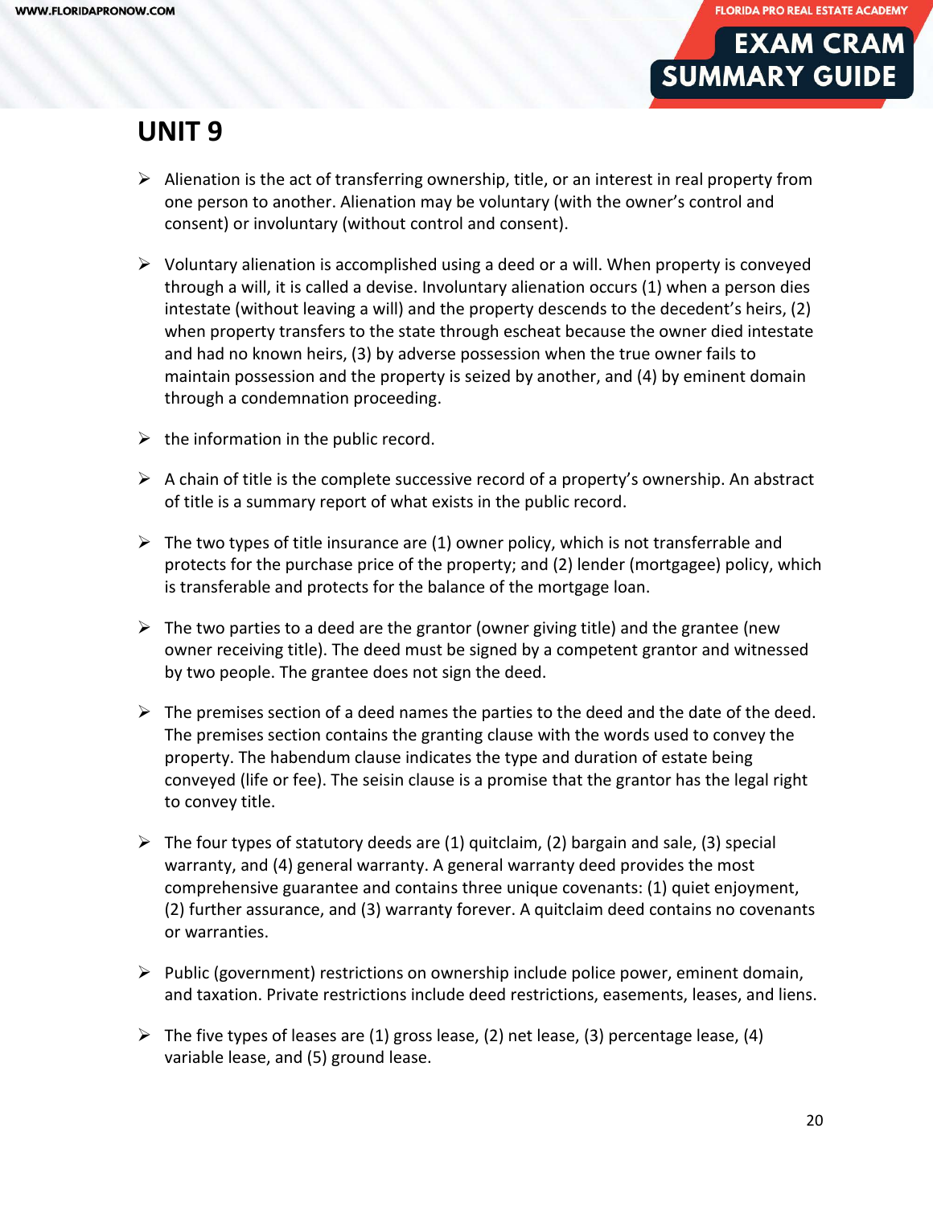# UNIT 9

- Alienation is the act of transferring ownership, title, or an interest in real property from one person to another. Alienation may be voluntary (with the owner's control and consent) or involuntary (without control and consent).

- Voluntary alienation is accomplished using a deed or a will. When property is conveyed through a will, it is called a devise. Involuntary alienation occurs (1) when a person dies intestate (without leaving a will) and the property descends to the decedent's heirs, (2) when property transfers to the state through escheat because the owner died intestate and had no known heirs, (3) by adverse possession when the true owner fails to maintain possession and the property is seized by another, and (4) by eminent domain through a condemnation proceeding.

- the information in the public record.

- A chain of title is the complete successive record of a property's ownership. An abstract of title is a summary report of what exists in the public record.

- The two types of title insurance are (1) owner policy, which is not transferrable and protects for the purchase price of the property; and (2) lender (mortgagee) policy, which is transferable and protects for the balance of the mortgage loan.

- The two parties to a deed are the grantor (owner giving title) and the grantee (new owner receiving title). The deed must be signed by a competent grantor and witnessed by two people. The grantee does not sign the deed.

- The premises section of a deed names the parties to the deed and the date of the deed. The premises section contains the granting clause with the words used to convey the property. The habendum clause indicates the type and duration of estate being conveyed (life or fee). The seisin clause is a promise that the grantor has the legal right to convey title.

- The four types of statutory deeds are (1) quitclaim, (2) bargain and sale, (3) special warranty, and (4) general warranty. A general warranty deed provides the most comprehensive guarantee and contains three unique covenants: (1) quiet enjoyment, (2) further assurance, and (3) warranty forever. A quitclaim deed contains no covenants or warranties.

- Public (government) restrictions on ownership include police power, eminent domain, and taxation. Private restrictions include deed restrictions, easements, leases, and liens.

- The five types of leases are (1) gross lease, (2) net lease, (3) percentage lease, (4) variable lease, and (5) ground lease.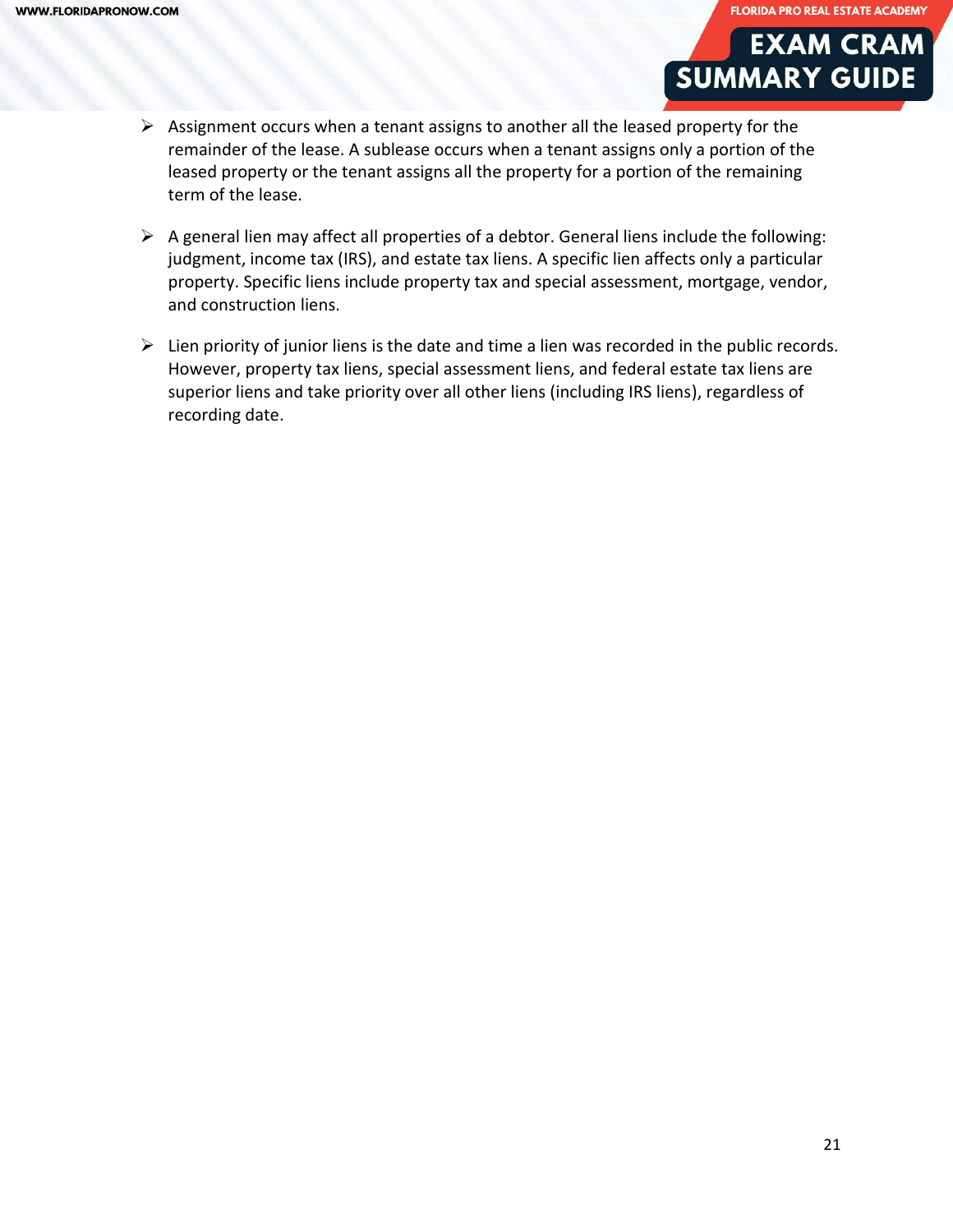- Assignment occurs when a tenant assigns to another all the leased property for the remainder of the lease. A sublease occurs when a tenant assigns only a portion of the leased property or the tenant assigns all the property for a portion of the remaining term of the lease.

- A general lien may affect all properties of a debtor. General liens include the following: judgment, income tax (IRS), and estate tax liens. A specific lien affects only a particular property. Specific liens include property tax and special assessment, mortgage, vendor, and construction liens.

- Lien priority of junior liens is the date and time a lien was recorded in the public records. However, property tax liens, special assessment liens, and federal estate tax liens are superior liens and take priority over all other liens (including IRS liens), regardless of recording date.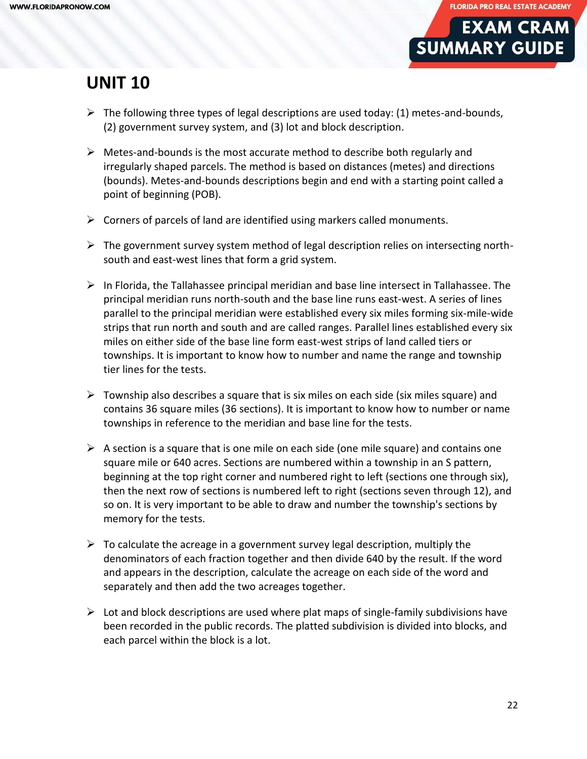# UNIT 10

- The following three types of legal descriptions are used today: (1) metes-and-bounds, (2) government survey system, and (3) lot and block description.

- Metes-and-bounds is the most accurate method to describe both regularly and irregularly shaped parcels. The method is based on distances (metes) and directions (bounds). Metes-and-bounds descriptions begin and end with a starting point called a point of beginning (POB).

- Corners of parcels of land are identified using markers called monuments.

- The government survey system method of legal description relies on intersecting north-south and east-west lines that form a grid system.

- In Florida, the Tallahassee principal meridian and base line intersect in Tallahassee. The principal meridian runs north-south and the base line runs east-west. A series of lines parallel to the principal meridian were established every six miles forming six-mile-wide strips that run north and south and are called ranges. Parallel lines established every six miles on either side of the base line form east-west strips of land called tiers or townships. It is important to know how to number and name the range and township tier lines for the tests.

- Township also describes a square that is six miles on each side (six miles square) and contains 36 square miles (36 sections). It is important to know how to number or name townships in reference to the meridian and base line for the tests.

- A section is a square that is one mile on each side (one mile square) and contains one square mile or 640 acres. Sections are numbered within a township in an S pattern, beginning at the top right corner and numbered right to left (sections one through six), then the next row of sections is numbered left to right (sections seven through 12), and so on. It is very important to be able to draw and number the township's sections by memory for the tests.

- To calculate the acreage in a government survey legal description, multiply the denominators of each fraction together and then divide 640 by the result. If the word and appears in the description, calculate the acreage on each side of the word and separately and then add the two acreages together.

- Lot and block descriptions are used where plat maps of single-family subdivisions have been recorded in the public records. The platted subdivision is divided into blocks, and each parcel within the block is a lot.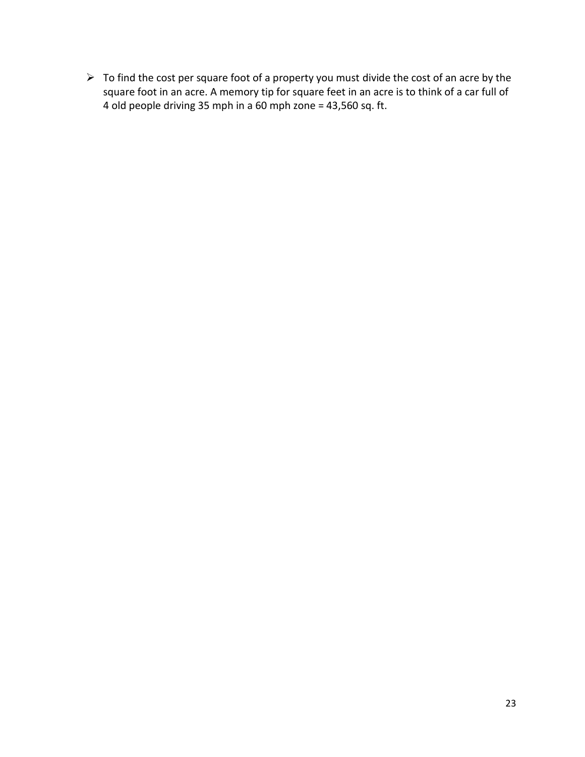- To find the cost per square foot of a property you must divide the cost of an acre by the square foot in an acre. A memory tip for square feet in an acre is to think of a car full of 4 old people driving 35 mph in a 60 mph zone = 43,560 sq. ft.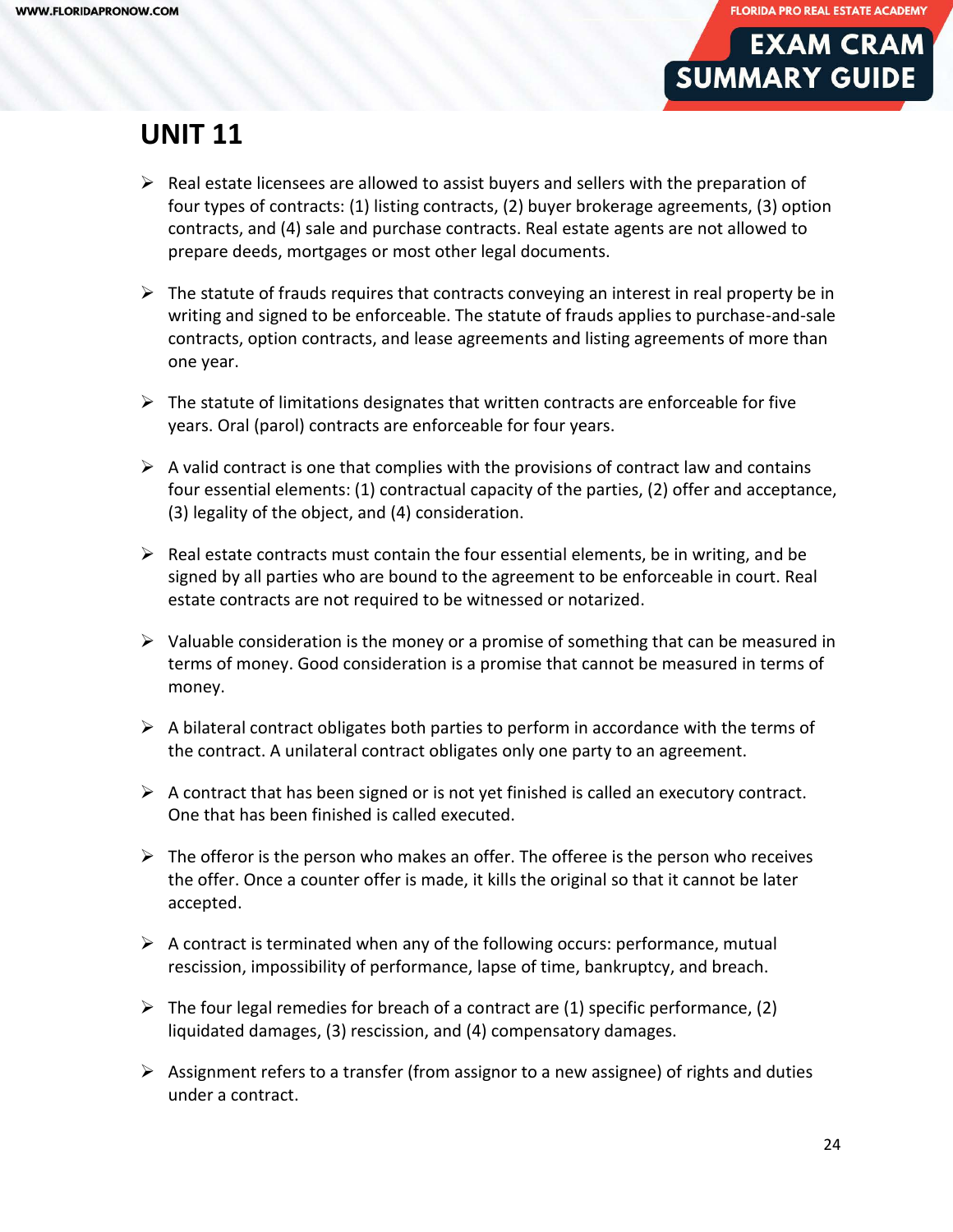## UNIT 11

- Real estate licensees are allowed to assist buyers and sellers with the preparation of four types of contracts: (1) listing contracts, (2) buyer brokerage agreements, (3) option contracts, and (4) sale and purchase contracts. Real estate agents are not allowed to prepare deeds, mortgages or most other legal documents.

- The statute of frauds requires that contracts conveying an interest in real property be in writing and signed to be enforceable. The statute of frauds applies to purchase-and-sale contracts, option contracts, and lease agreements and listing agreements of more than one year.

- The statute of limitations designates that written contracts are enforceable for five years. Oral (parol) contracts are enforceable for four years.

- A valid contract is one that complies with the provisions of contract law and contains four essential elements: (1) contractual capacity of the parties, (2) offer and acceptance, (3) legality of the object, and (4) consideration.

- Real estate contracts must contain the four essential elements, be in writing, and be signed by all parties who are bound to the agreement to be enforceable in court. Real estate contracts are not required to be witnessed or notarized.

- Valuable consideration is the money or a promise of something that can be measured in terms of money. Good consideration is a promise that cannot be measured in terms of money.

- A bilateral contract obligates both parties to perform in accordance with the terms of the contract. A unilateral contract obligates only one party to an agreement.

- A contract that has been signed or is not yet finished is called an executory contract. One that has been finished is called executed.

- The offeror is the person who makes an offer. The offeree is the person who receives the offer. Once a counter offer is made, it kills the original so that it cannot be later accepted.

- A contract is terminated when any of the following occurs: performance, mutual rescission, impossibility of performance, lapse of time, bankruptcy, and breach.

- The four legal remedies for breach of a contract are (1) specific performance, (2) liquidated damages, (3) rescission, and (4) compensatory damages.

- Assignment refers to a transfer (from assignor to a new assignee) of rights and duties under a contract.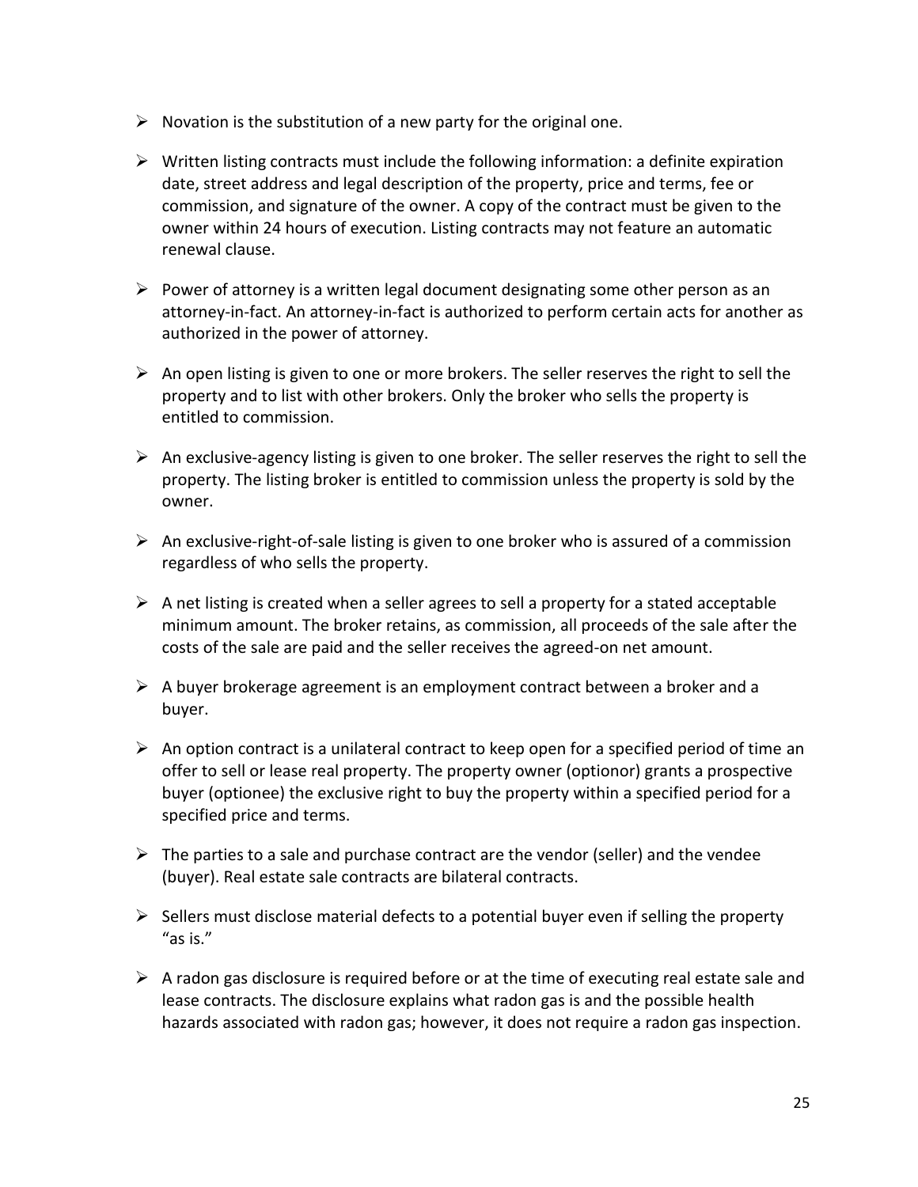- Novation is the substitution of a new party for the original one.

- Written listing contracts must include the following information: a definite expiration date, street address and legal description of the property, price and terms, fee or commission, and signature of the owner. A copy of the contract must be given to the owner within 24 hours of execution. Listing contracts may not feature an automatic renewal clause.

- Power of attorney is a written legal document designating some other person as an attorney-in-fact. An attorney-in-fact is authorized to perform certain acts for another as authorized in the power of attorney.

- An open listing is given to one or more brokers. The seller reserves the right to sell the property and to list with other brokers. Only the broker who sells the property is entitled to commission.

- An exclusive-agency listing is given to one broker. The seller reserves the right to sell the property. The listing broker is entitled to commission unless the property is sold by the owner.

- An exclusive-right-of-sale listing is given to one broker who is assured of a commission regardless of who sells the property.

- A net listing is created when a seller agrees to sell a property for a stated acceptable minimum amount. The broker retains, as commission, all proceeds of the sale after the costs of the sale are paid and the seller receives the agreed-on net amount.

- A buyer brokerage agreement is an employment contract between a broker and a buyer.

- An option contract is a unilateral contract to keep open for a specified period of time an offer to sell or lease real property. The property owner (optionor) grants a prospective buyer (optionee) the exclusive right to buy the property within a specified period for a specified price and terms.

- The parties to a sale and purchase contract are the vendor (seller) and the vendee (buyer). Real estate sale contracts are bilateral contracts.

- Sellers must disclose material defects to a potential buyer even if selling the property "as is."

- A radon gas disclosure is required before or at the time of executing real estate sale and lease contracts. The disclosure explains what radon gas is and the possible health hazards associated with radon gas; however, it does not require a radon gas inspection.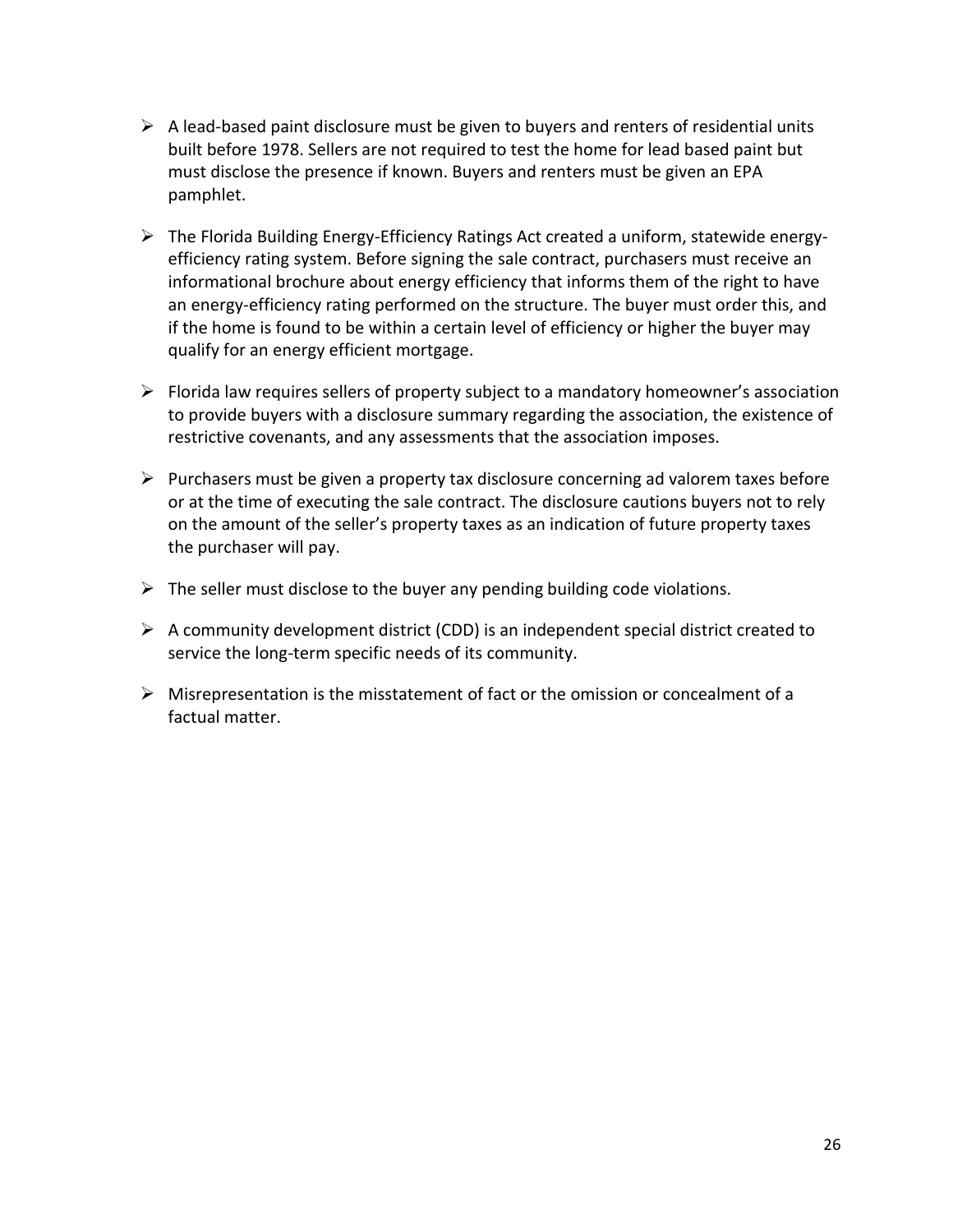- A lead-based paint disclosure must be given to buyers and renters of residential units built before 1978. Sellers are not required to test the home for lead based paint but must disclose the presence if known. Buyers and renters must be given an EPA pamphlet.

- The Florida Building Energy-Efficiency Ratings Act created a uniform, statewide energy-efficiency rating system. Before signing the sale contract, purchasers must receive an informational brochure about energy efficiency that informs them of the right to have an energy-efficiency rating performed on the structure. The buyer must order this, and if the home is found to be within a certain level of efficiency or higher the buyer may qualify for an energy efficient mortgage.

- Florida law requires sellers of property subject to a mandatory homeowner's association to provide buyers with a disclosure summary regarding the association, the existence of restrictive covenants, and any assessments that the association imposes.

- Purchasers must be given a property tax disclosure concerning ad valorem taxes before or at the time of executing the sale contract. The disclosure cautions buyers not to rely on the amount of the seller's property taxes as an indication of future property taxes the purchaser will pay.

- The seller must disclose to the buyer any pending building code violations.

- A community development district (CDD) is an independent special district created to service the long-term specific needs of its community.

- Misrepresentation is the misstatement of fact or the omission or concealment of a factual matter.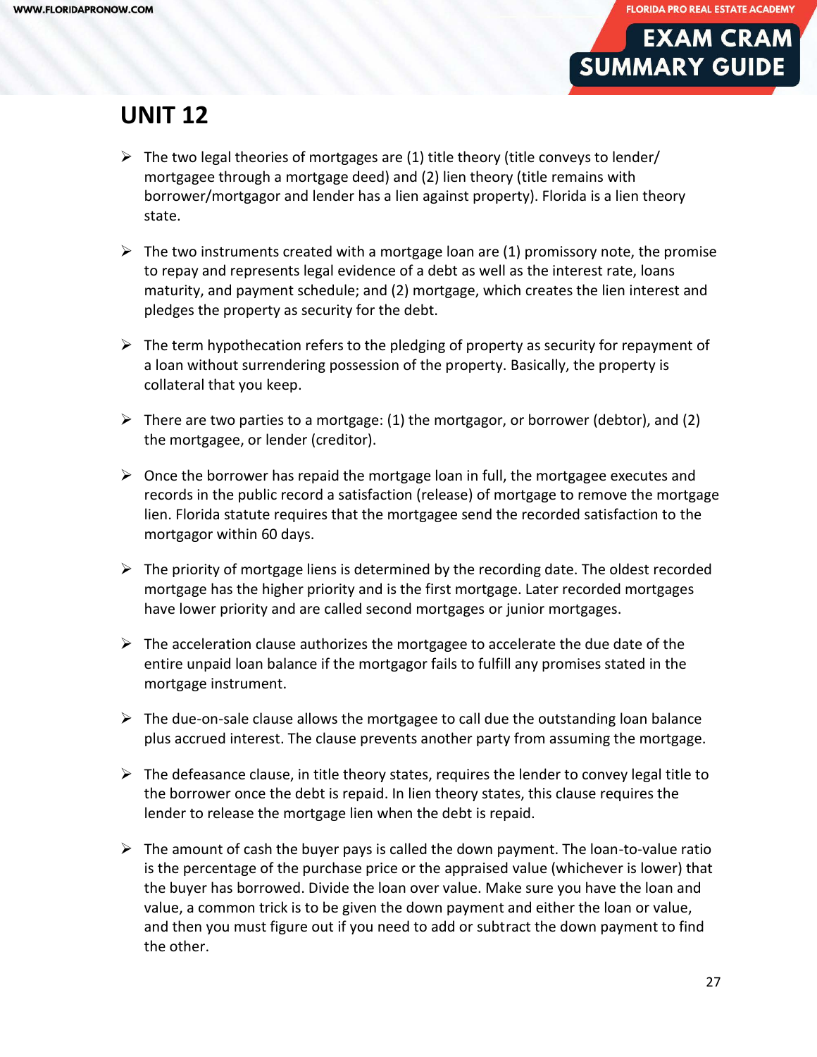# UNIT 12

- The two legal theories of mortgages are (1) title theory (title conveys to lender/ mortgagee through a mortgage deed) and (2) lien theory (title remains with borrower/mortgagor and lender has a lien against property). Florida is a lien theory state.

- The two instruments created with a mortgage loan are (1) promissory note, the promise to repay and represents legal evidence of a debt as well as the interest rate, loans maturity, and payment schedule; and (2) mortgage, which creates the lien interest and pledges the property as security for the debt.

- The term hypothecation refers to the pledging of property as security for repayment of a loan without surrendering possession of the property. Basically, the property is collateral that you keep.

- There are two parties to a mortgage: (1) the mortgagor, or borrower (debtor), and (2) the mortgagee, or lender (creditor).

- Once the borrower has repaid the mortgage loan in full, the mortgagee executes and records in the public record a satisfaction (release) of mortgage to remove the mortgage lien. Florida statute requires that the mortgagee send the recorded satisfaction to the mortgagor within 60 days.

- The priority of mortgage liens is determined by the recording date. The oldest recorded mortgage has the higher priority and is the first mortgage. Later recorded mortgages have lower priority and are called second mortgages or junior mortgages.

- The acceleration clause authorizes the mortgagee to accelerate the due date of the entire unpaid loan balance if the mortgagor fails to fulfill any promises stated in the mortgage instrument.

- The due-on-sale clause allows the mortgagee to call due the outstanding loan balance plus accrued interest. The clause prevents another party from assuming the mortgage.

- The defeasance clause, in title theory states, requires the lender to convey legal title to the borrower once the debt is repaid. In lien theory states, this clause requires the lender to release the mortgage lien when the debt is repaid.

- The amount of cash the buyer pays is called the down payment. The loan-to-value ratio is the percentage of the purchase price or the appraised value (whichever is lower) that the buyer has borrowed. Divide the loan over value. Make sure you have the loan and value, a common trick is to be given the down payment and either the loan or value, and then you must figure out if you need to add or subtract the down payment to find the other.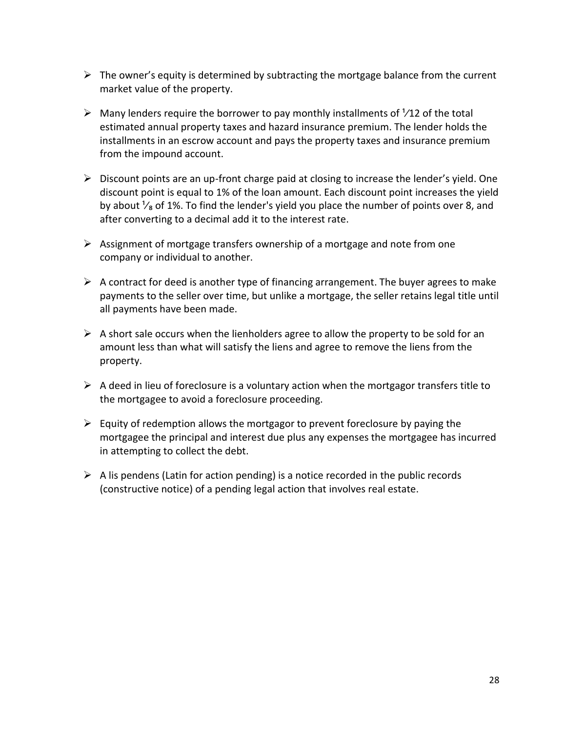- The owner's equity is determined by subtracting the mortgage balance from the current market value of the property.

- Many lenders require the borrower to pay monthly installments of $1/12$ of the total estimated annual property taxes and hazard insurance premium. The lender holds the installments in an escrow account and pays the property taxes and insurance premium from the impound account.

- Discount points are an up-front charge paid at closing to increase the lender's yield. One discount point is equal to 1% of the loan amount. Each discount point increases the yield by about $1/8$ of 1%. To find the lender's yield you place the number of points over 8, and after converting to a decimal add it to the interest rate.

- Assignment of mortgage transfers ownership of a mortgage and note from one company or individual to another.

- A contract for deed is another type of financing arrangement. The buyer agrees to make payments to the seller over time, but unlike a mortgage, the seller retains legal title until all payments have been made.

- A short sale occurs when the lienholders agree to allow the property to be sold for an amount less than what will satisfy the liens and agree to remove the liens from the property.

- A deed in lieu of foreclosure is a voluntary action when the mortgagor transfers title to the mortgagee to avoid a foreclosure proceeding.

- Equity of redemption allows the mortgagor to prevent foreclosure by paying the mortgagee the principal and interest due plus any expenses the mortgagee has incurred in attempting to collect the debt.

- A lis pendens (Latin for action pending) is a notice recorded in the public records (constructive notice) of a pending legal action that involves real estate.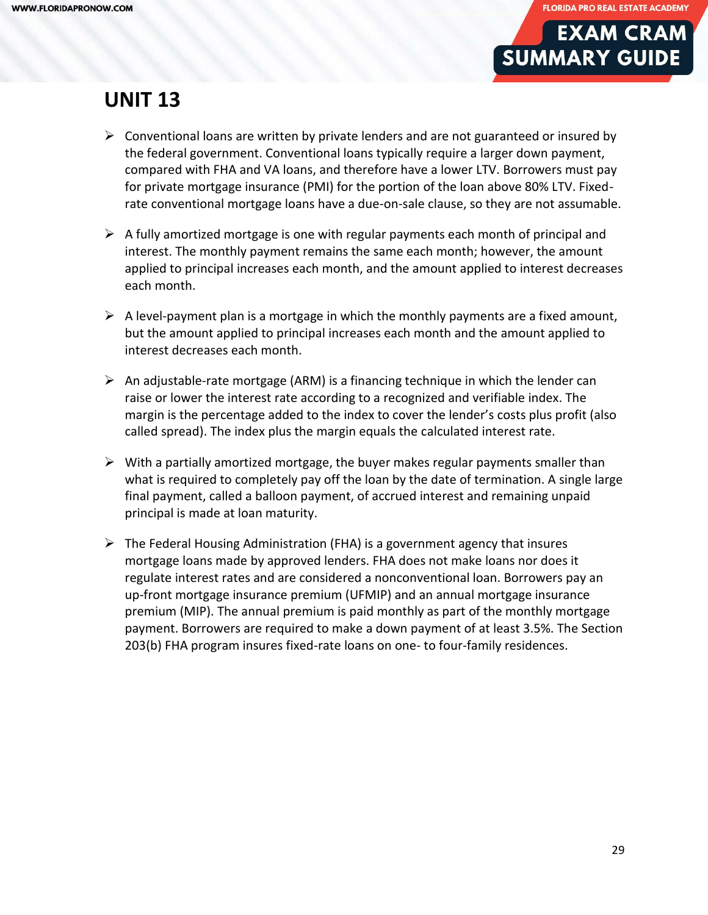## UNIT 13

- Conventional loans are written by private lenders and are not guaranteed or insured by the federal government. Conventional loans typically require a larger down payment, compared with FHA and VA loans, and therefore have a lower LTV. Borrowers must pay for private mortgage insurance (PMI) for the portion of the loan above 80% LTV. Fixed-rate conventional mortgage loans have a due-on-sale clause, so they are not assumable.

- A fully amortized mortgage is one with regular payments each month of principal and interest. The monthly payment remains the same each month; however, the amount applied to principal increases each month, and the amount applied to interest decreases each month.

- A level-payment plan is a mortgage in which the monthly payments are a fixed amount, but the amount applied to principal increases each month and the amount applied to interest decreases each month.

- An adjustable-rate mortgage (ARM) is a financing technique in which the lender can raise or lower the interest rate according to a recognized and verifiable index. The margin is the percentage added to the index to cover the lender's costs plus profit (also called spread). The index plus the margin equals the calculated interest rate.

- With a partially amortized mortgage, the buyer makes regular payments smaller than what is required to completely pay off the loan by the date of termination. A single large final payment, called a balloon payment, of accrued interest and remaining unpaid principal is made at loan maturity.

- The Federal Housing Administration (FHA) is a government agency that insures mortgage loans made by approved lenders. FHA does not make loans nor does it regulate interest rates and are considered a nonconventional loan. Borrowers pay an up-front mortgage insurance premium (UFMIP) and an annual mortgage insurance premium (MIP). The annual premium is paid monthly as part of the monthly mortgage payment. Borrowers are required to make a down payment of at least 3.5%. The Section 203(b) FHA program insures fixed-rate loans on one- to four-family residences.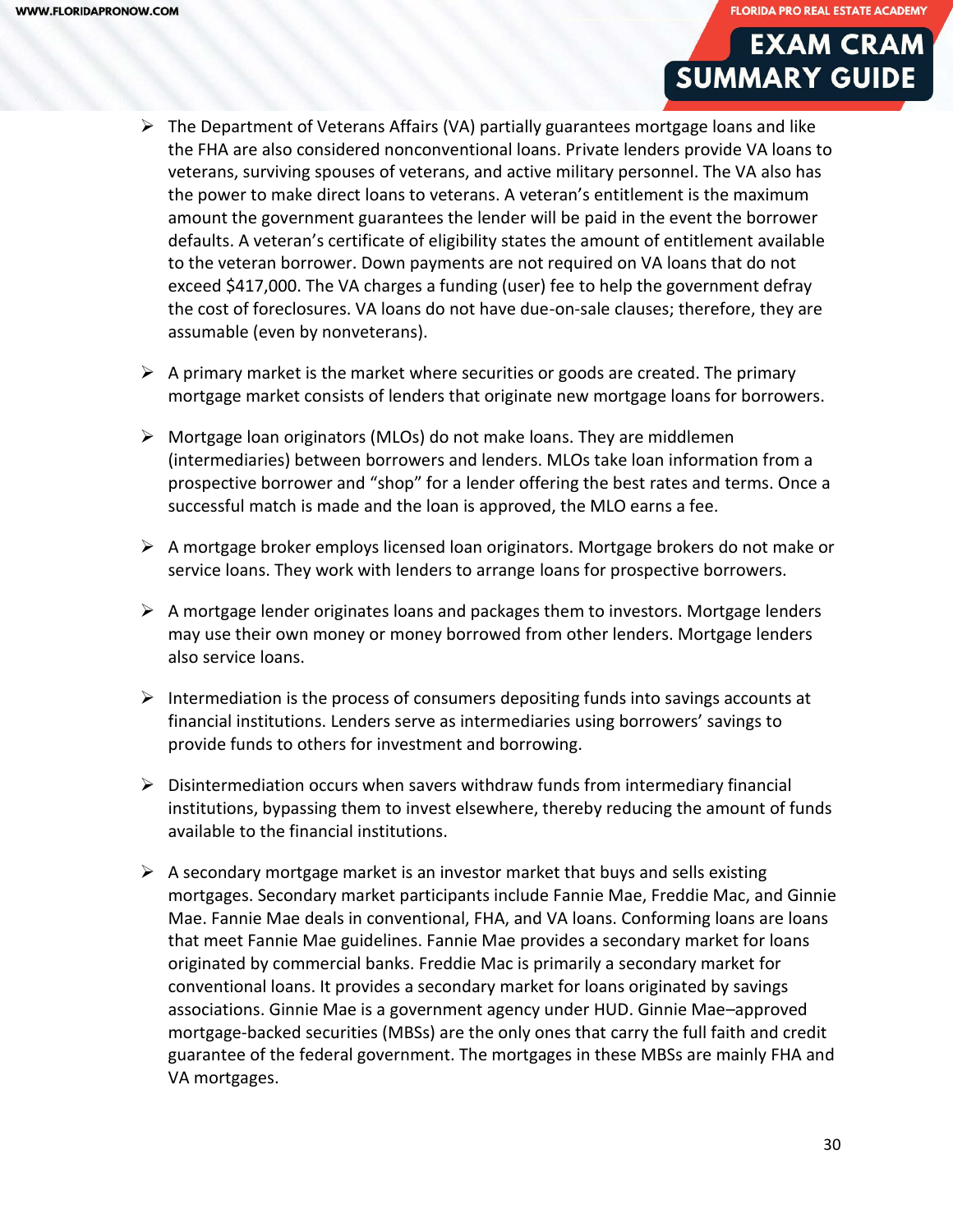- The Department of Veterans Affairs (VA) partially guarantees mortgage loans and like the FHA are also considered nonconventional loans. Private lenders provide VA loans to veterans, surviving spouses of veterans, and active military personnel. The VA also has the power to make direct loans to veterans. A veteran's entitlement is the maximum amount the government guarantees the lender will be paid in the event the borrower defaults. A veteran's certificate of eligibility states the amount of entitlement available to the veteran borrower. Down payments are not required on VA loans that do not exceed $417,000. The VA charges a funding (user) fee to help the government defray the cost of foreclosures. VA loans do not have due-on-sale clauses; therefore, they are assumable (even by nonveterans).

- A primary market is the market where securities or goods are created. The primary mortgage market consists of lenders that originate new mortgage loans for borrowers.

- Mortgage loan originators (MLOs) do not make loans. They are middlemen (intermediaries) between borrowers and lenders. MLOs take loan information from a prospective borrower and "shop" for a lender offering the best rates and terms. Once a successful match is made and the loan is approved, the MLO earns a fee.

- A mortgage broker employs licensed loan originators. Mortgage brokers do not make or service loans. They work with lenders to arrange loans for prospective borrowers.

- A mortgage lender originates loans and packages them to investors. Mortgage lenders may use their own money or money borrowed from other lenders. Mortgage lenders also service loans.

- Intermediation is the process of consumers depositing funds into savings accounts at financial institutions. Lenders serve as intermediaries using borrowers' savings to provide funds to others for investment and borrowing.

- Disintermediation occurs when savers withdraw funds from intermediary financial institutions, bypassing them to invest elsewhere, thereby reducing the amount of funds available to the financial institutions.

- A secondary mortgage market is an investor market that buys and sells existing mortgages. Secondary market participants include Fannie Mae, Freddie Mac, and Ginnie Mae. Fannie Mae deals in conventional, FHA, and VA loans. Conforming loans are loans that meet Fannie Mae guidelines. Fannie Mae provides a secondary market for loans originated by commercial banks. Freddie Mac is primarily a secondary market for conventional loans. It provides a secondary market for loans originated by savings associations. Ginnie Mae is a government agency under HUD. Ginnie Mae–approved mortgage-backed securities (MBSs) are the only ones that carry the full faith and credit guarantee of the federal government. The mortgages in these MBSs are mainly FHA and VA mortgages.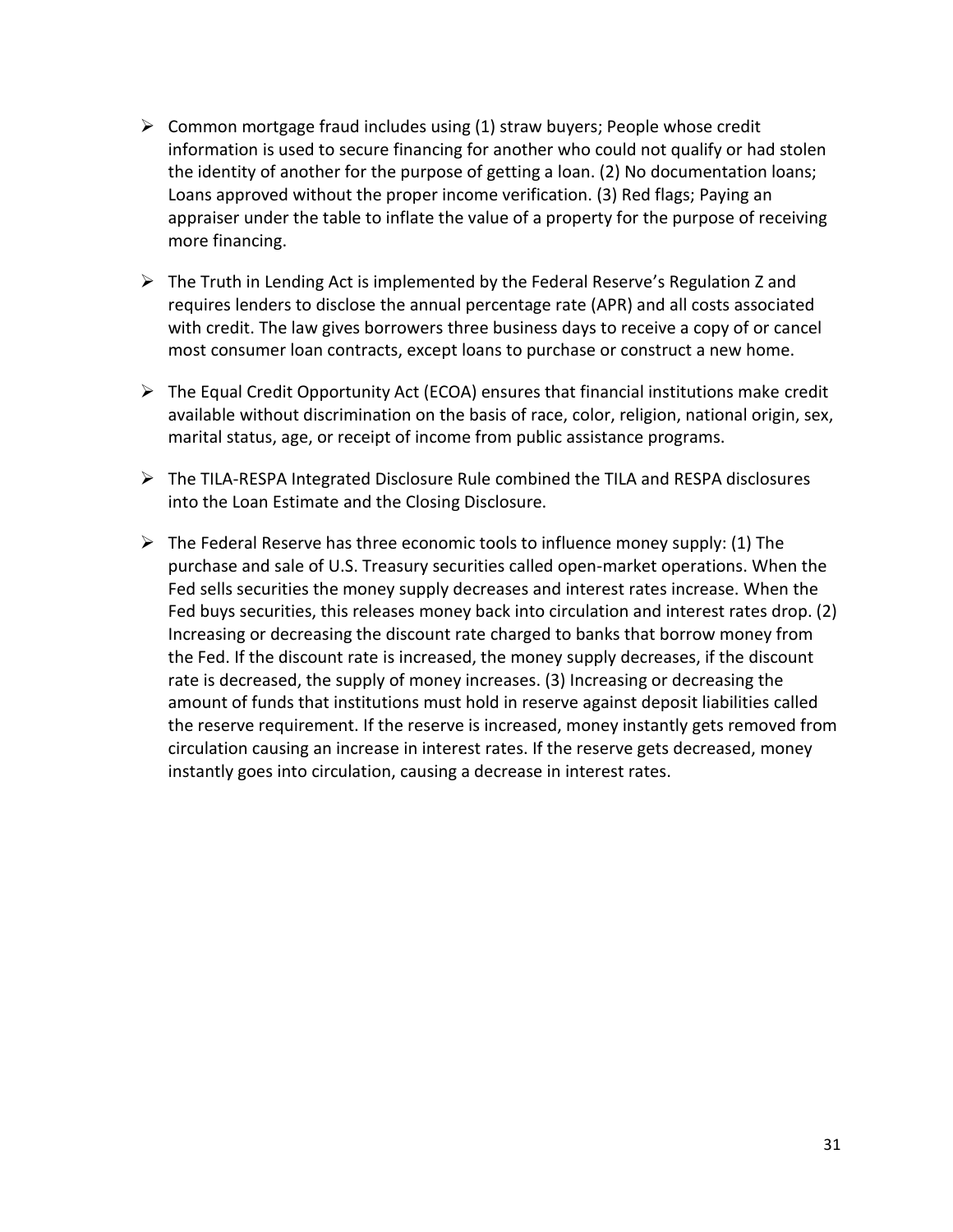- Common mortgage fraud includes using (1) straw buyers; People whose credit information is used to secure financing for another who could not qualify or had stolen the identity of another for the purpose of getting a loan. (2) No documentation loans; Loans approved without the proper income verification. (3) Red flags; Paying an appraiser under the table to inflate the value of a property for the purpose of receiving more financing.

- The Truth in Lending Act is implemented by the Federal Reserve's Regulation Z and requires lenders to disclose the annual percentage rate (APR) and all costs associated with credit. The law gives borrowers three business days to receive a copy of or cancel most consumer loan contracts, except loans to purchase or construct a new home.

- The Equal Credit Opportunity Act (ECOA) ensures that financial institutions make credit available without discrimination on the basis of race, color, religion, national origin, sex, marital status, age, or receipt of income from public assistance programs.

- The TILA-RESPA Integrated Disclosure Rule combined the TILA and RESPA disclosures into the Loan Estimate and the Closing Disclosure.

- The Federal Reserve has three economic tools to influence money supply: (1) The purchase and sale of U.S. Treasury securities called open-market operations. When the Fed sells securities the money supply decreases and interest rates increase. When the Fed buys securities, this releases money back into circulation and interest rates drop. (2) Increasing or decreasing the discount rate charged to banks that borrow money from the Fed. If the discount rate is increased, the money supply decreases, if the discount rate is decreased, the supply of money increases. (3) Increasing or decreasing the amount of funds that institutions must hold in reserve against deposit liabilities called the reserve requirement. If the reserve is increased, money instantly gets removed from circulation causing an increase in interest rates. If the reserve gets decreased, money instantly goes into circulation, causing a decrease in interest rates.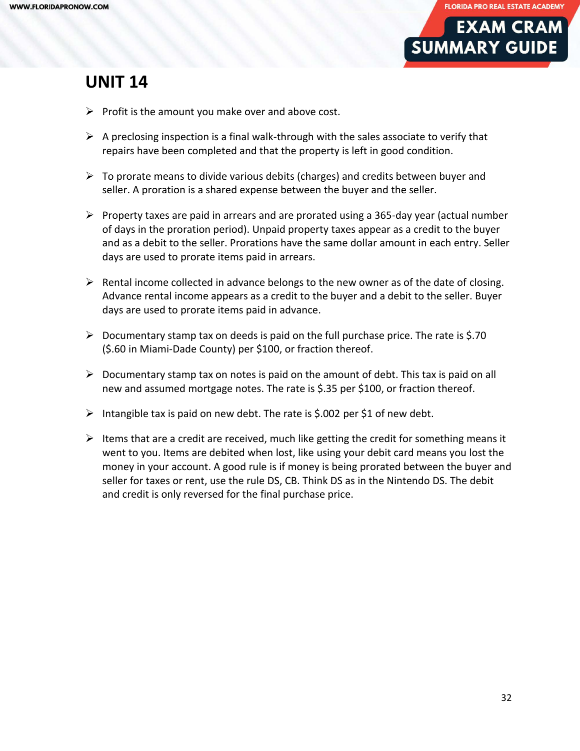## UNIT 14

- Profit is the amount you make over and above cost.
- A preclosing inspection is a final walk-through with the sales associate to verify that repairs have been completed and that the property is left in good condition.
- To prorate means to divide various debits (charges) and credits between buyer and seller. A proration is a shared expense between the buyer and the seller.
- Property taxes are paid in arrears and are prorated using a 365-day year (actual number of days in the proration period). Unpaid property taxes appear as a credit to the buyer and as a debit to the seller. Prorations have the same dollar amount in each entry. Seller days are used to prorate items paid in arrears.
- Rental income collected in advance belongs to the new owner as of the date of closing. Advance rental income appears as a credit to the buyer and a debit to the seller. Buyer days are used to prorate items paid in advance.
- Documentary stamp tax on deeds is paid on the full purchase price. The rate is $.70 ($.60 in Miami-Dade County) per $100, or fraction thereof.
- Documentary stamp tax on notes is paid on the amount of debt. This tax is paid on all new and assumed mortgage notes. The rate is $.35 per $100, or fraction thereof.
- Intangible tax is paid on new debt. The rate is $.002 per $1 of new debt.
- Items that are a credit are received, much like getting the credit for something means it went to you. Items are debited when lost, like using your debit card means you lost the money in your account. A good rule is if money is being prorated between the buyer and seller for taxes or rent, use the rule DS, CB. Think DS as in the Nintendo DS. The debit and credit is only reversed for the final purchase price.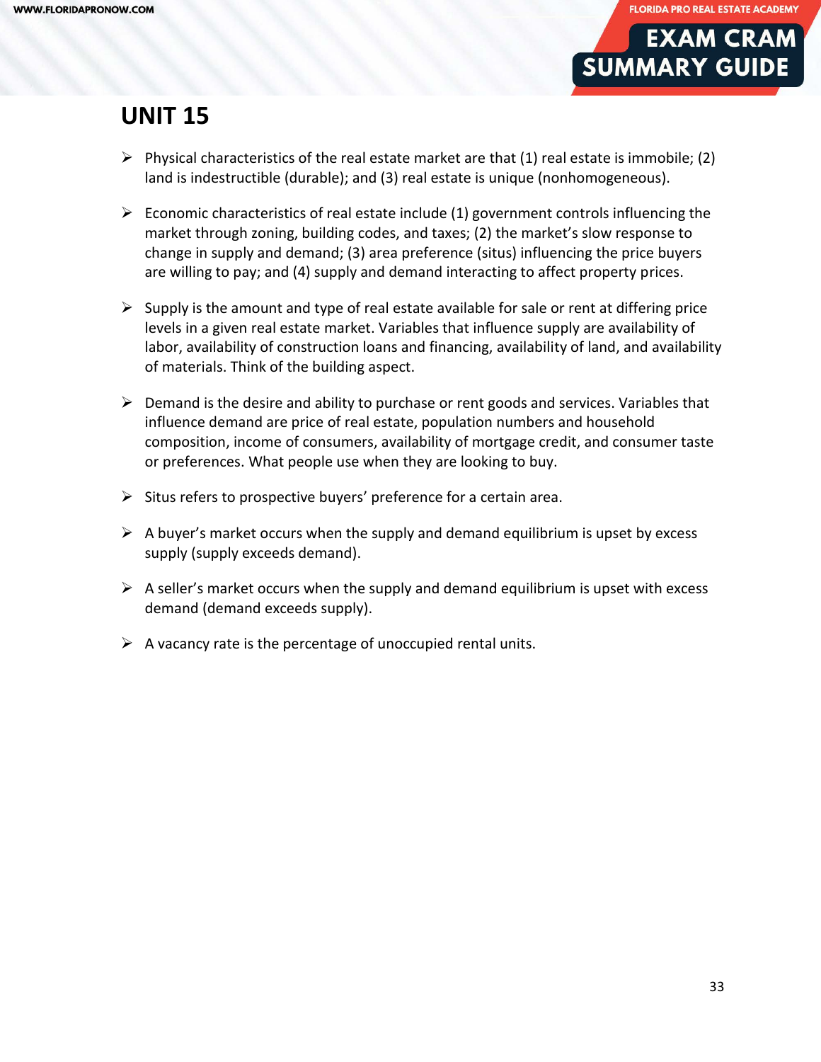# UNIT 15

- Physical characteristics of the real estate market are that (1) real estate is immobile; (2) land is indestructible (durable); and (3) real estate is unique (nonhomogeneous).

- Economic characteristics of real estate include (1) government controls influencing the market through zoning, building codes, and taxes; (2) the market's slow response to change in supply and demand; (3) area preference (situs) influencing the price buyers are willing to pay; and (4) supply and demand interacting to affect property prices.

- Supply is the amount and type of real estate available for sale or rent at differing price levels in a given real estate market. Variables that influence supply are availability of labor, availability of construction loans and financing, availability of land, and availability of materials. Think of the building aspect.

- Demand is the desire and ability to purchase or rent goods and services. Variables that influence demand are price of real estate, population numbers and household composition, income of consumers, availability of mortgage credit, and consumer taste or preferences. What people use when they are looking to buy.

- Situs refers to prospective buyers' preference for a certain area.

- A buyer's market occurs when the supply and demand equilibrium is upset by excess supply (supply exceeds demand).

- A seller's market occurs when the supply and demand equilibrium is upset with excess demand (demand exceeds supply).

- A vacancy rate is the percentage of unoccupied rental units.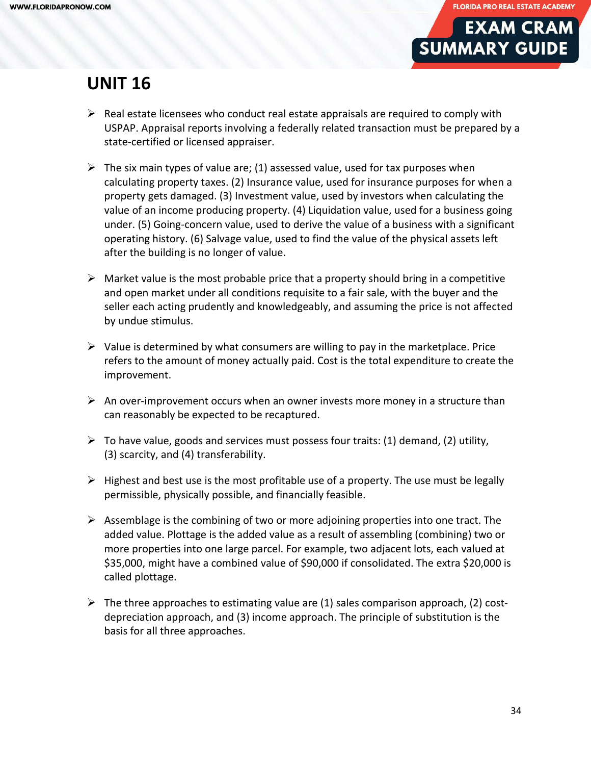# UNIT 16

- Real estate licensees who conduct real estate appraisals are required to comply with USPAP. Appraisal reports involving a federally related transaction must be prepared by a state-certified or licensed appraiser.

- The six main types of value are; (1) assessed value, used for tax purposes when calculating property taxes. (2) Insurance value, used for insurance purposes for when a property gets damaged. (3) Investment value, used by investors when calculating the value of an income producing property. (4) Liquidation value, used for a business going under. (5) Going-concern value, used to derive the value of a business with a significant operating history. (6) Salvage value, used to find the value of the physical assets left after the building is no longer of value.

- Market value is the most probable price that a property should bring in a competitive and open market under all conditions requisite to a fair sale, with the buyer and the seller each acting prudently and knowledgeably, and assuming the price is not affected by undue stimulus.

- Value is determined by what consumers are willing to pay in the marketplace. Price refers to the amount of money actually paid. Cost is the total expenditure to create the improvement.

- An over-improvement occurs when an owner invests more money in a structure than can reasonably be expected to be recaptured.

- To have value, goods and services must possess four traits: (1) demand, (2) utility, (3) scarcity, and (4) transferability.

- Highest and best use is the most profitable use of a property. The use must be legally permissible, physically possible, and financially feasible.

- Assemblage is the combining of two or more adjoining properties into one tract. The added value. Plottage is the added value as a result of assembling (combining) two or more properties into one large parcel. For example, two adjacent lots, each valued at $35,000, might have a combined value of $90,000 if consolidated. The extra $20,000 is called plottage.

- The three approaches to estimating value are (1) sales comparison approach, (2) cost-depreciation approach, and (3) income approach. The principle of substitution is the basis for all three approaches.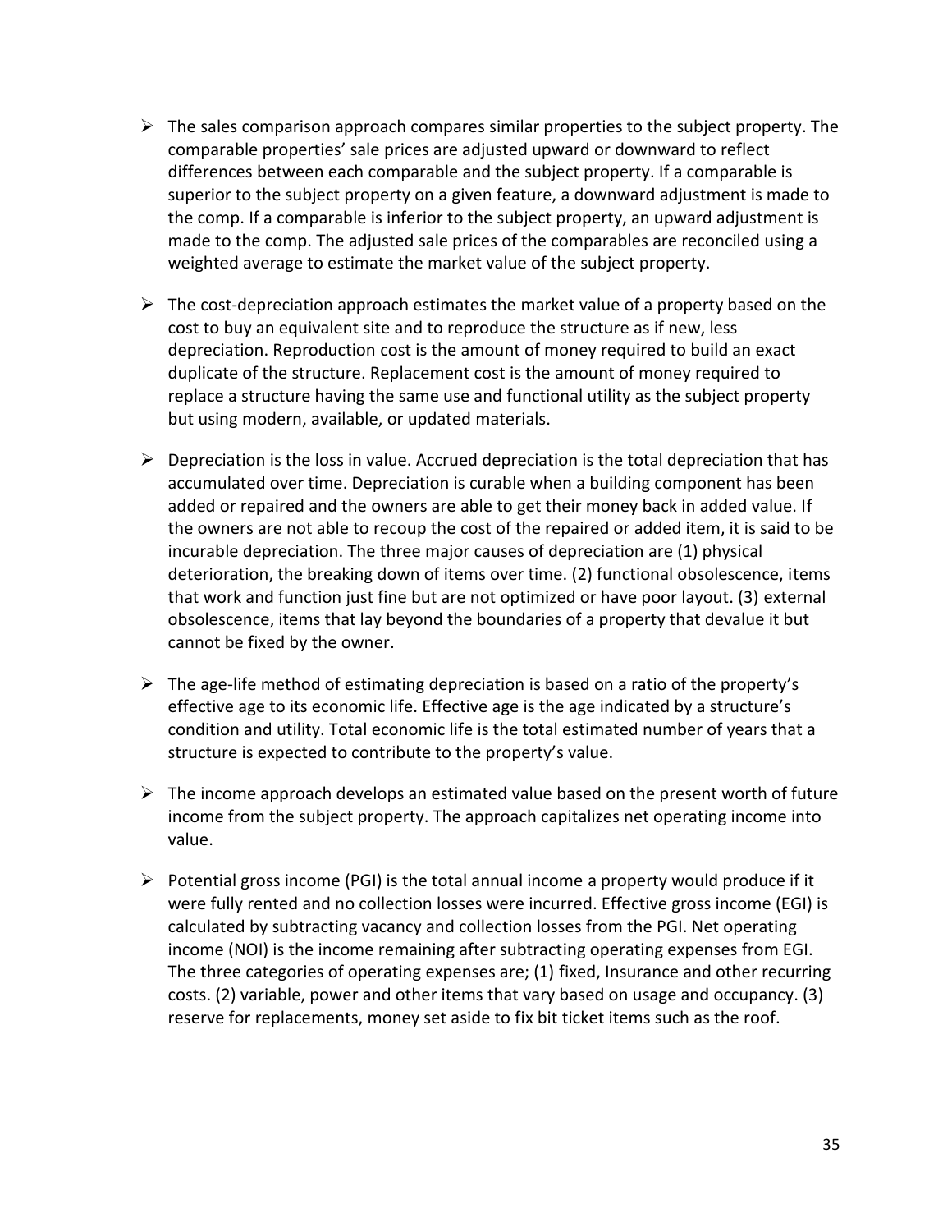- The sales comparison approach compares similar properties to the subject property. The comparable properties' sale prices are adjusted upward or downward to reflect differences between each comparable and the subject property. If a comparable is superior to the subject property on a given feature, a downward adjustment is made to the comp. If a comparable is inferior to the subject property, an upward adjustment is made to the comp. The adjusted sale prices of the comparables are reconciled using a weighted average to estimate the market value of the subject property.

- The cost-depreciation approach estimates the market value of a property based on the cost to buy an equivalent site and to reproduce the structure as if new, less depreciation. Reproduction cost is the amount of money required to build an exact duplicate of the structure. Replacement cost is the amount of money required to replace a structure having the same use and functional utility as the subject property but using modern, available, or updated materials.

- Depreciation is the loss in value. Accrued depreciation is the total depreciation that has accumulated over time. Depreciation is curable when a building component has been added or repaired and the owners are able to get their money back in added value. If the owners are not able to recoup the cost of the repaired or added item, it is said to be incurable depreciation. The three major causes of depreciation are (1) physical deterioration, the breaking down of items over time. (2) functional obsolescence, items that work and function just fine but are not optimized or have poor layout. (3) external obsolescence, items that lay beyond the boundaries of a property that devalue it but cannot be fixed by the owner.

- The age-life method of estimating depreciation is based on a ratio of the property's effective age to its economic life. Effective age is the age indicated by a structure's condition and utility. Total economic life is the total estimated number of years that a structure is expected to contribute to the property's value.

- The income approach develops an estimated value based on the present worth of future income from the subject property. The approach capitalizes net operating income into value.

- Potential gross income (PGI) is the total annual income a property would produce if it were fully rented and no collection losses were incurred. Effective gross income (EGI) is calculated by subtracting vacancy and collection losses from the PGI. Net operating income (NOI) is the income remaining after subtracting operating expenses from EGI. The three categories of operating expenses are; (1) fixed, Insurance and other recurring costs. (2) variable, power and other items that vary based on usage and occupancy. (3) reserve for replacements, money set aside to fix bit ticket items such as the roof.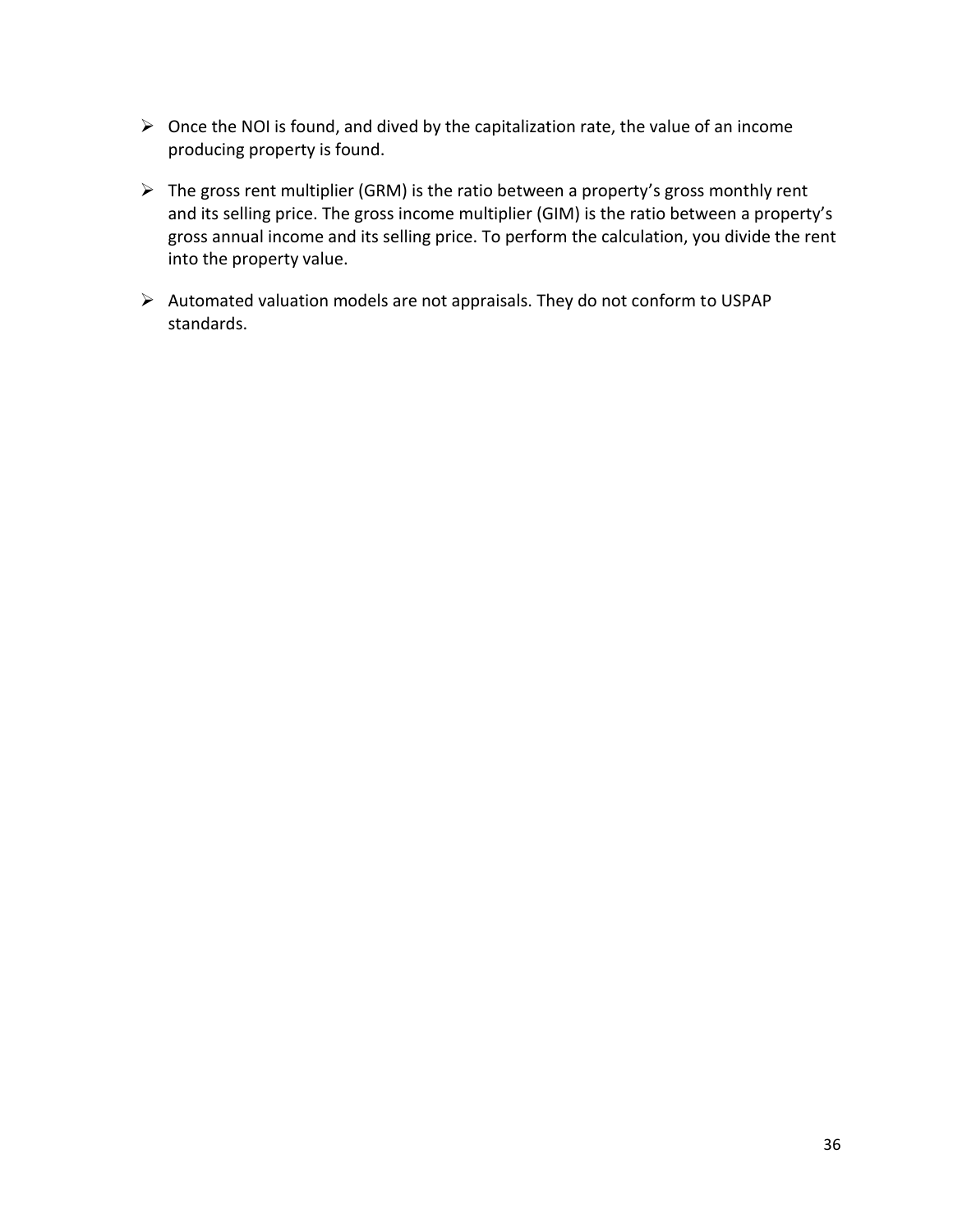- Once the NOI is found, and dived by the capitalization rate, the value of an income producing property is found.

- The gross rent multiplier (GRM) is the ratio between a property's gross monthly rent and its selling price. The gross income multiplier (GIM) is the ratio between a property's gross annual income and its selling price. To perform the calculation, you divide the rent into the property value.

- Automated valuation models are not appraisals. They do not conform to USPAP standards.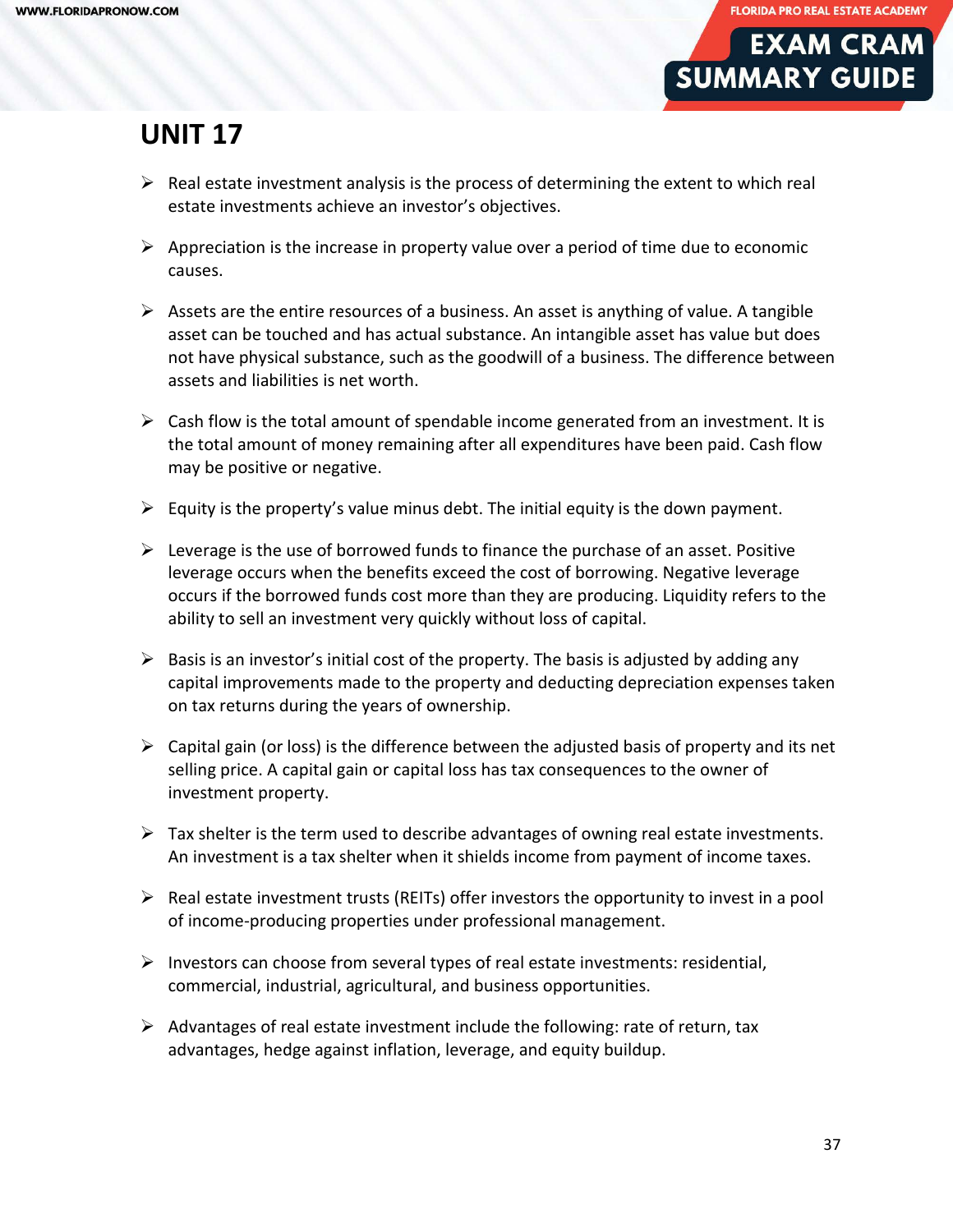## UNIT 17

- Real estate investment analysis is the process of determining the extent to which real estate investments achieve an investor's objectives.
- Appreciation is the increase in property value over a period of time due to economic causes.
- Assets are the entire resources of a business. An asset is anything of value. A tangible asset can be touched and has actual substance. An intangible asset has value but does not have physical substance, such as the goodwill of a business. The difference between assets and liabilities is net worth.
- Cash flow is the total amount of spendable income generated from an investment. It is the total amount of money remaining after all expenditures have been paid. Cash flow may be positive or negative.
- Equity is the property's value minus debt. The initial equity is the down payment.
- Leverage is the use of borrowed funds to finance the purchase of an asset. Positive leverage occurs when the benefits exceed the cost of borrowing. Negative leverage occurs if the borrowed funds cost more than they are producing. Liquidity refers to the ability to sell an investment very quickly without loss of capital.
- Basis is an investor's initial cost of the property. The basis is adjusted by adding any capital improvements made to the property and deducting depreciation expenses taken on tax returns during the years of ownership.
- Capital gain (or loss) is the difference between the adjusted basis of property and its net selling price. A capital gain or capital loss has tax consequences to the owner of investment property.
- Tax shelter is the term used to describe advantages of owning real estate investments. An investment is a tax shelter when it shields income from payment of income taxes.
- Real estate investment trusts (REITs) offer investors the opportunity to invest in a pool of income-producing properties under professional management.
- Investors can choose from several types of real estate investments: residential, commercial, industrial, agricultural, and business opportunities.
- Advantages of real estate investment include the following: rate of return, tax advantages, hedge against inflation, leverage, and equity buildup.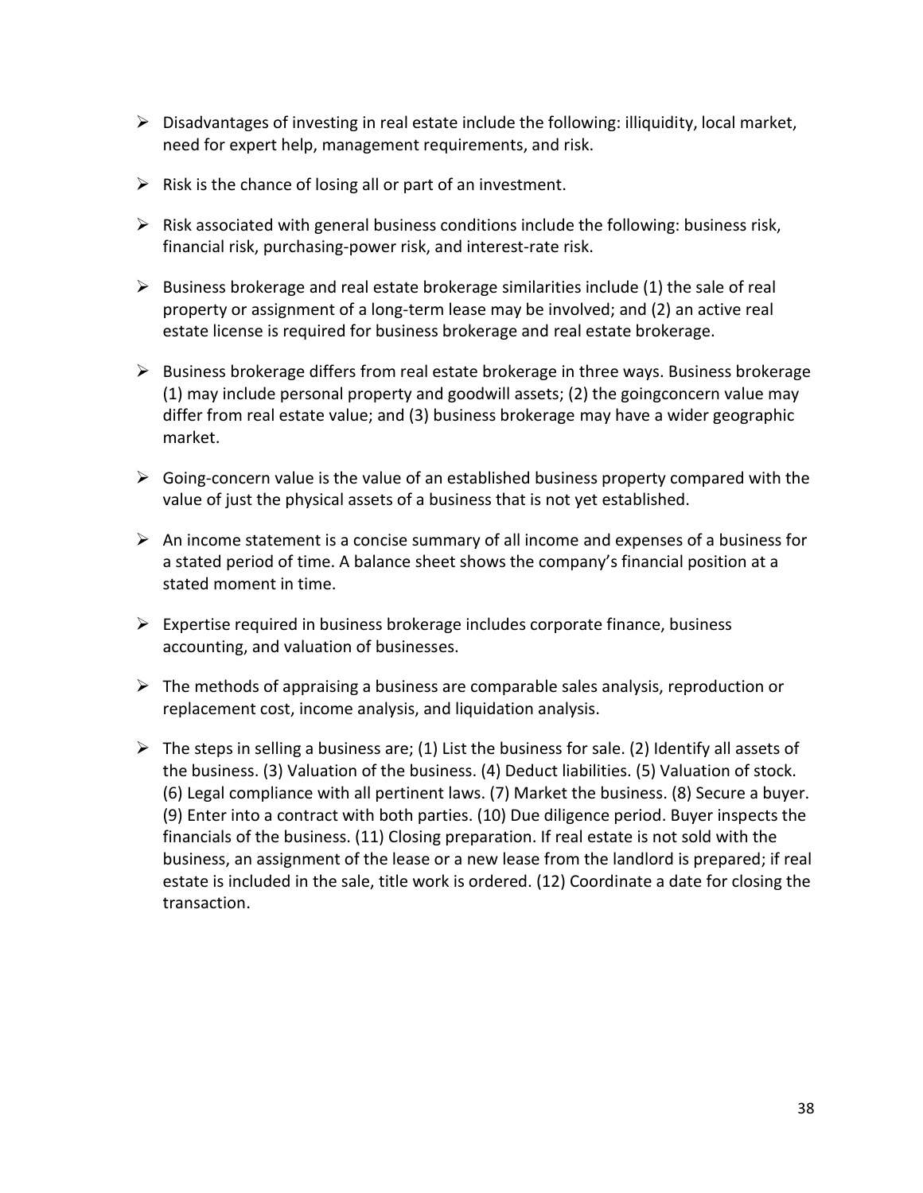- Disadvantages of investing in real estate include the following: illiquidity, local market, need for expert help, management requirements, and risk.

- Risk is the chance of losing all or part of an investment.

- Risk associated with general business conditions include the following: business risk, financial risk, purchasing-power risk, and interest-rate risk.

- Business brokerage and real estate brokerage similarities include (1) the sale of real property or assignment of a long-term lease may be involved; and (2) an active real estate license is required for business brokerage and real estate brokerage.

- Business brokerage differs from real estate brokerage in three ways. Business brokerage (1) may include personal property and goodwill assets; (2) the goingconcern value may differ from real estate value; and (3) business brokerage may have a wider geographic market.

- Going-concern value is the value of an established business property compared with the value of just the physical assets of a business that is not yet established.

- An income statement is a concise summary of all income and expenses of a business for a stated period of time. A balance sheet shows the company's financial position at a stated moment in time.

- Expertise required in business brokerage includes corporate finance, business accounting, and valuation of businesses.

- The methods of appraising a business are comparable sales analysis, reproduction or replacement cost, income analysis, and liquidation analysis.

- The steps in selling a business are; (1) List the business for sale. (2) Identify all assets of the business. (3) Valuation of the business. (4) Deduct liabilities. (5) Valuation of stock. (6) Legal compliance with all pertinent laws. (7) Market the business. (8) Secure a buyer. (9) Enter into a contract with both parties. (10) Due diligence period. Buyer inspects the financials of the business. (11) Closing preparation. If real estate is not sold with the business, an assignment of the lease or a new lease from the landlord is prepared; if real estate is included in the sale, title work is ordered. (12) Coordinate a date for closing the transaction.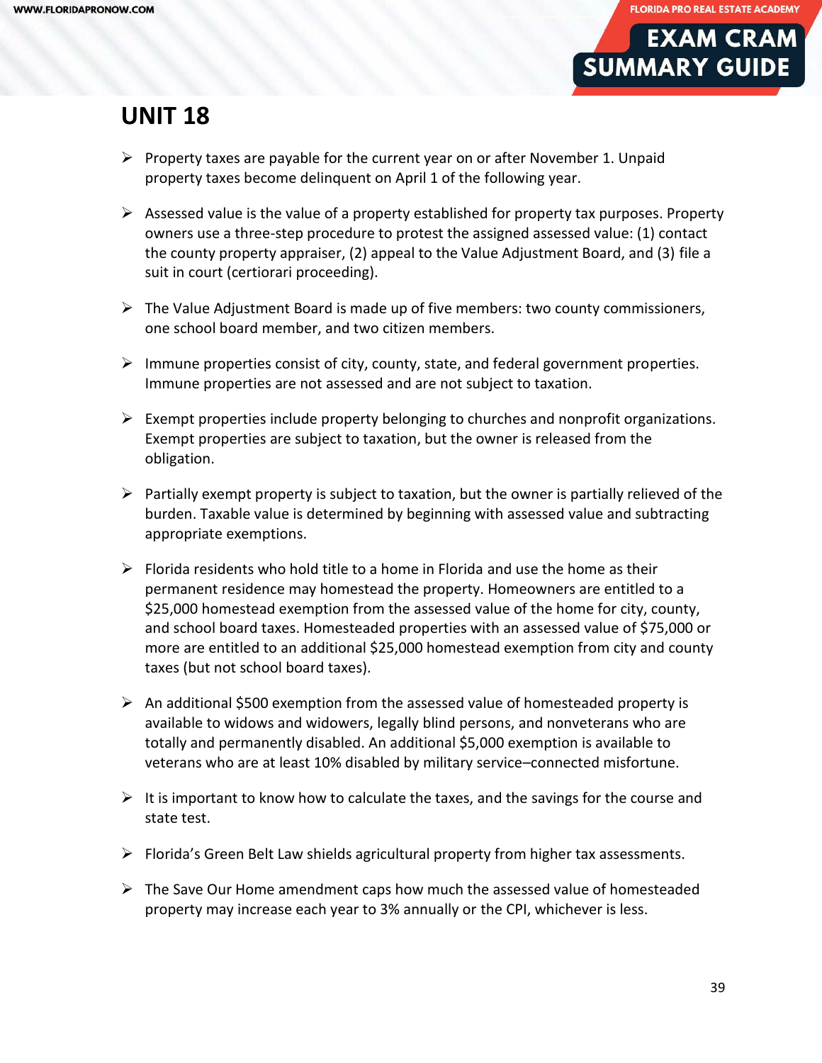## UNIT 18

- Property taxes are payable for the current year on or after November 1. Unpaid property taxes become delinquent on April 1 of the following year.
- Assessed value is the value of a property established for property tax purposes. Property owners use a three-step procedure to protest the assigned assessed value: (1) contact the county property appraiser, (2) appeal to the Value Adjustment Board, and (3) file a suit in court (certiorari proceeding).
- The Value Adjustment Board is made up of five members: two county commissioners, one school board member, and two citizen members.
- Immune properties consist of city, county, state, and federal government properties. Immune properties are not assessed and are not subject to taxation.
- Exempt properties include property belonging to churches and nonprofit organizations. Exempt properties are subject to taxation, but the owner is released from the obligation.
- Partially exempt property is subject to taxation, but the owner is partially relieved of the burden. Taxable value is determined by beginning with assessed value and subtracting appropriate exemptions.
- Florida residents who hold title to a home in Florida and use the home as their permanent residence may homestead the property. Homeowners are entitled to a $25,000 homestead exemption from the assessed value of the home for city, county, and school board taxes. Homesteaded properties with an assessed value of $75,000 or more are entitled to an additional $25,000 homestead exemption from city and county taxes (but not school board taxes).
- An additional $500 exemption from the assessed value of homesteaded property is available to widows and widowers, legally blind persons, and nonveterans who are totally and permanently disabled. An additional $5,000 exemption is available to veterans who are at least 10% disabled by military service–connected misfortune.
- It is important to know how to calculate the taxes, and the savings for the course and state test.
- Florida's Green Belt Law shields agricultural property from higher tax assessments.
- The Save Our Home amendment caps how much the assessed value of homesteaded property may increase each year to 3% annually or the CPI, whichever is less.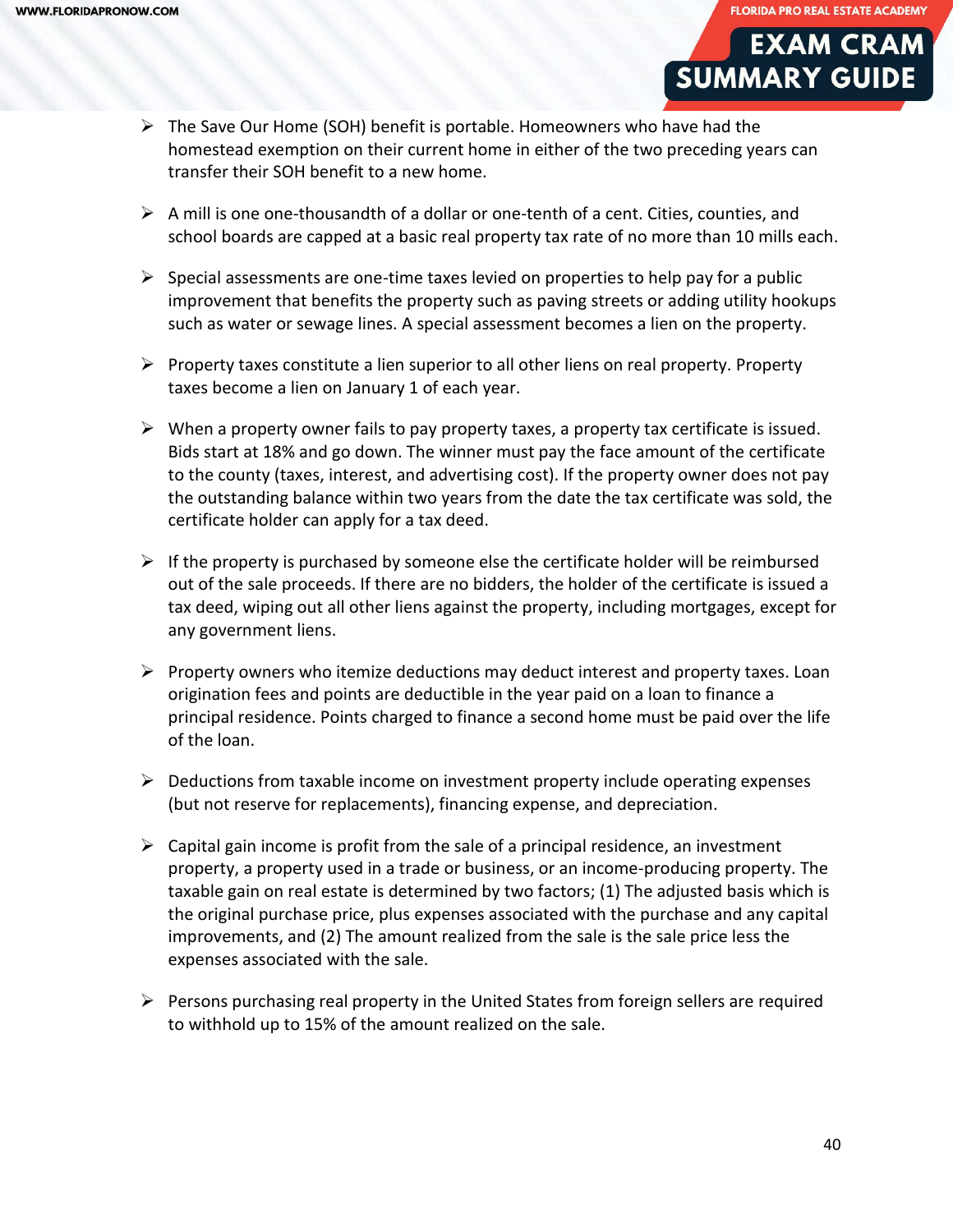- The Save Our Home (SOH) benefit is portable. Homeowners who have had the homestead exemption on their current home in either of the two preceding years can transfer their SOH benefit to a new home.

- A mill is one one-thousandth of a dollar or one-tenth of a cent. Cities, counties, and school boards are capped at a basic real property tax rate of no more than 10 mills each.

- Special assessments are one-time taxes levied on properties to help pay for a public improvement that benefits the property such as paving streets or adding utility hookups such as water or sewage lines. A special assessment becomes a lien on the property.

- Property taxes constitute a lien superior to all other liens on real property. Property taxes become a lien on January 1 of each year.

- When a property owner fails to pay property taxes, a property tax certificate is issued. Bids start at 18% and go down. The winner must pay the face amount of the certificate to the county (taxes, interest, and advertising cost). If the property owner does not pay the outstanding balance within two years from the date the tax certificate was sold, the certificate holder can apply for a tax deed.

- If the property is purchased by someone else the certificate holder will be reimbursed out of the sale proceeds. If there are no bidders, the holder of the certificate is issued a tax deed, wiping out all other liens against the property, including mortgages, except for any government liens.

- Property owners who itemize deductions may deduct interest and property taxes. Loan origination fees and points are deductible in the year paid on a loan to finance a principal residence. Points charged to finance a second home must be paid over the life of the loan.

- Deductions from taxable income on investment property include operating expenses (but not reserve for replacements), financing expense, and depreciation.

- Capital gain income is profit from the sale of a principal residence, an investment property, a property used in a trade or business, or an income-producing property. The taxable gain on real estate is determined by two factors; (1) The adjusted basis which is the original purchase price, plus expenses associated with the purchase and any capital improvements, and (2) The amount realized from the sale is the sale price less the expenses associated with the sale.

- Persons purchasing real property in the United States from foreign sellers are required to withhold up to 15% of the amount realized on the sale.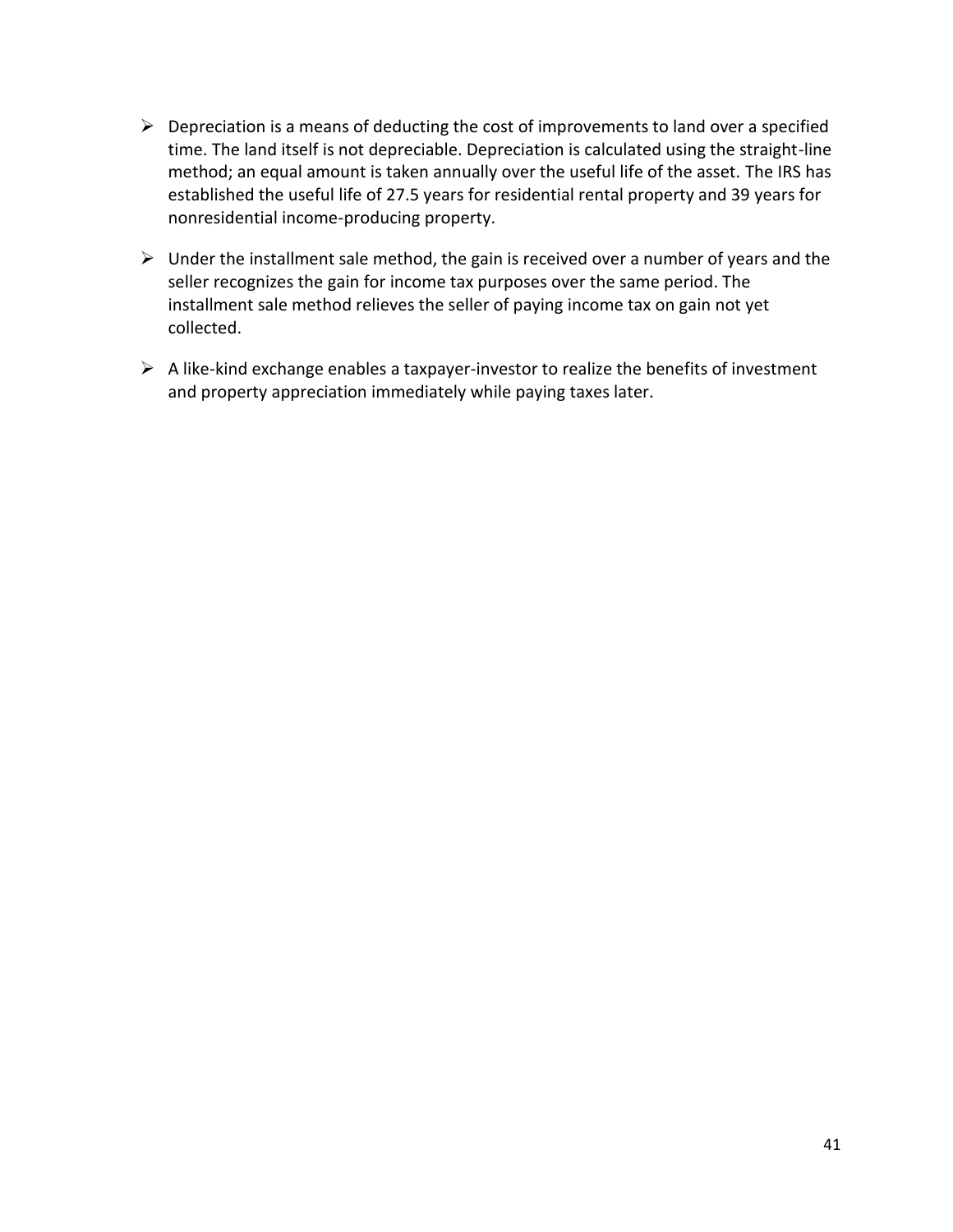- Depreciation is a means of deducting the cost of improvements to land over a specified time. The land itself is not depreciable. Depreciation is calculated using the straight-line method; an equal amount is taken annually over the useful life of the asset. The IRS has established the useful life of 27.5 years for residential rental property and 39 years for nonresidential income-producing property.

- Under the installment sale method, the gain is received over a number of years and the seller recognizes the gain for income tax purposes over the same period. The installment sale method relieves the seller of paying income tax on gain not yet collected.

- A like-kind exchange enables a taxpayer-investor to realize the benefits of investment and property appreciation immediately while paying taxes later.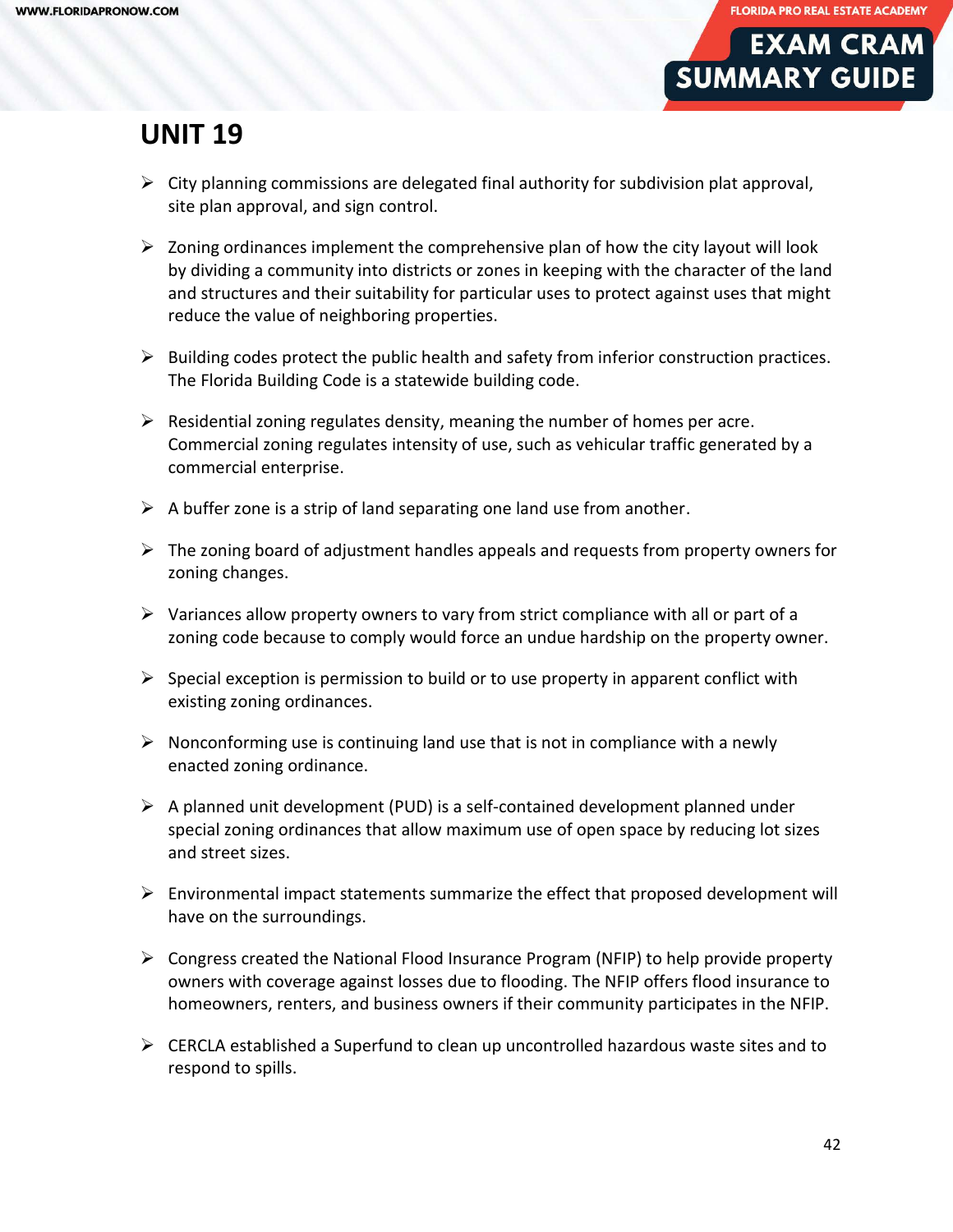## UNIT 19

- City planning commissions are delegated final authority for subdivision plat approval, site plan approval, and sign control.

- Zoning ordinances implement the comprehensive plan of how the city layout will look by dividing a community into districts or zones in keeping with the character of the land and structures and their suitability for particular uses to protect against uses that might reduce the value of neighboring properties.

- Building codes protect the public health and safety from inferior construction practices. The Florida Building Code is a statewide building code.

- Residential zoning regulates density, meaning the number of homes per acre. Commercial zoning regulates intensity of use, such as vehicular traffic generated by a commercial enterprise.

- A buffer zone is a strip of land separating one land use from another.

- The zoning board of adjustment handles appeals and requests from property owners for zoning changes.

- Variances allow property owners to vary from strict compliance with all or part of a zoning code because to comply would force an undue hardship on the property owner.

- Special exception is permission to build or to use property in apparent conflict with existing zoning ordinances.

- Nonconforming use is continuing land use that is not in compliance with a newly enacted zoning ordinance.

- A planned unit development (PUD) is a self-contained development planned under special zoning ordinances that allow maximum use of open space by reducing lot sizes and street sizes.

- Environmental impact statements summarize the effect that proposed development will have on the surroundings.

- Congress created the National Flood Insurance Program (NFIP) to help provide property owners with coverage against losses due to flooding. The NFIP offers flood insurance to homeowners, renters, and business owners if their community participates in the NFIP.

- CERCLA established a Superfund to clean up uncontrolled hazardous waste sites and to respond to spills.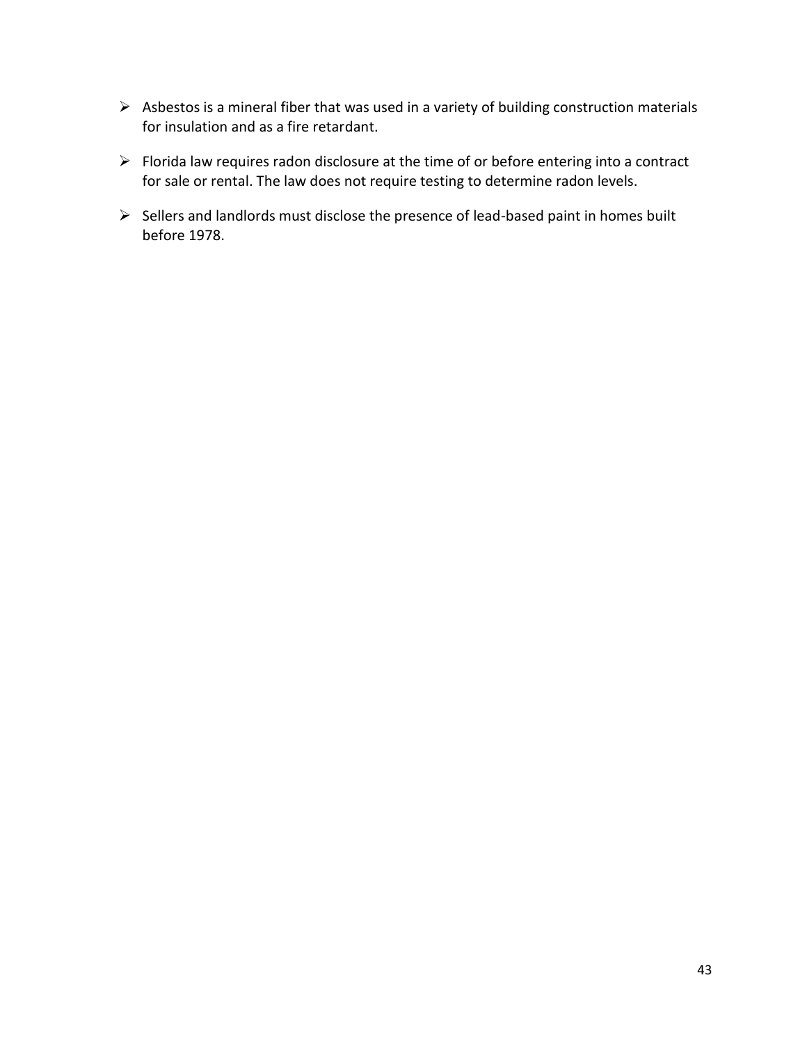- Asbestos is a mineral fiber that was used in a variety of building construction materials for insulation and as a fire retardant.

- Florida law requires radon disclosure at the time of or before entering into a contract for sale or rental. The law does not require testing to determine radon levels.

- Sellers and landlords must disclose the presence of lead-based paint in homes built before 1978.